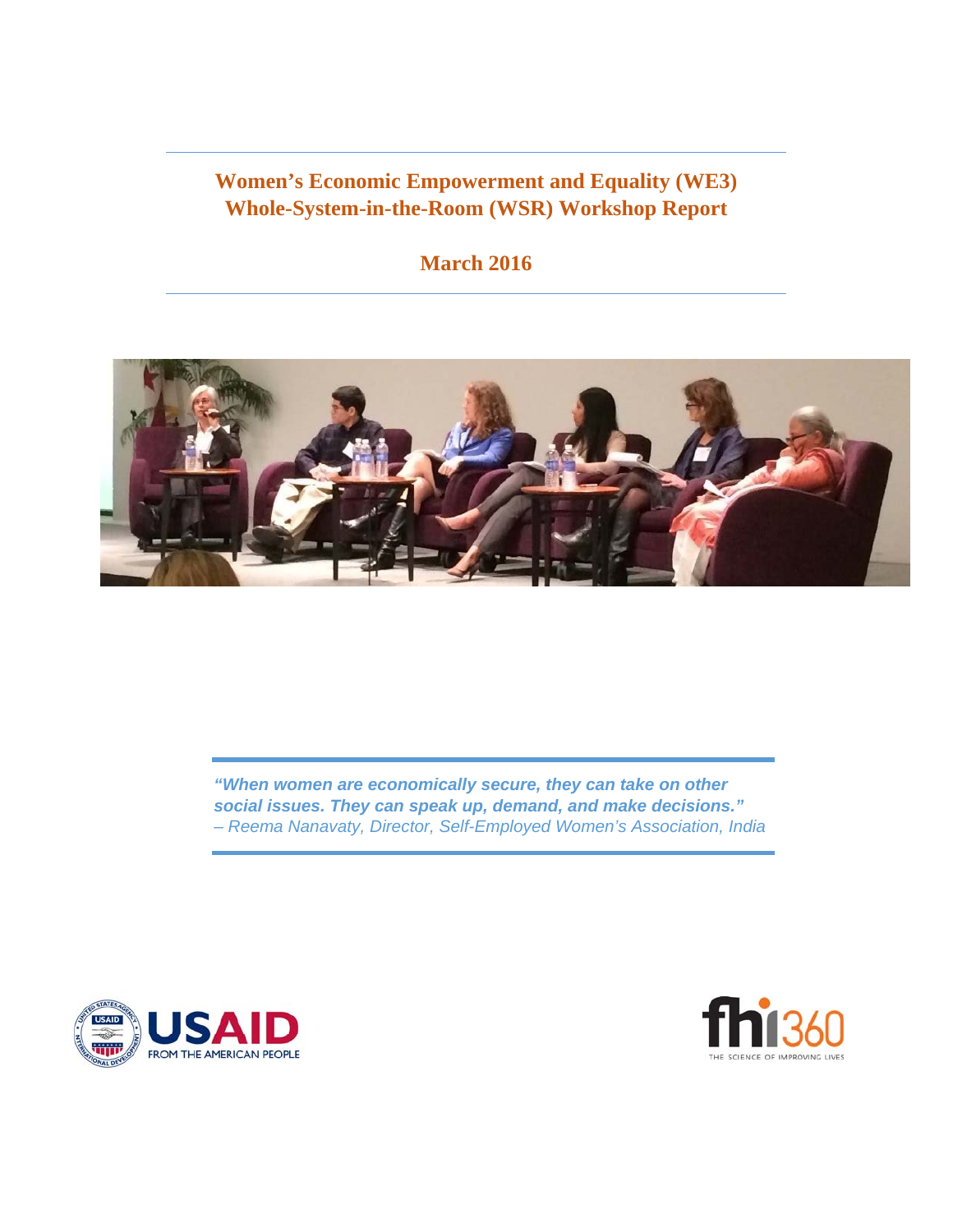# Women's Economic Empowerment and Equality (WE3) Whole-System-in-the-Room (WSR) Workshop Report

## March 2016

> ***"When women are economically secure, they can take on other social issues. They can speak up, demand, and make decisions."***
> *– Reema Nanavaty, Director, Self-Employed Women's Association, India*

USAID FROM THE AMERICAN PEOPLE

fhi360 THE SCIENCE OF IMPROVING LIVES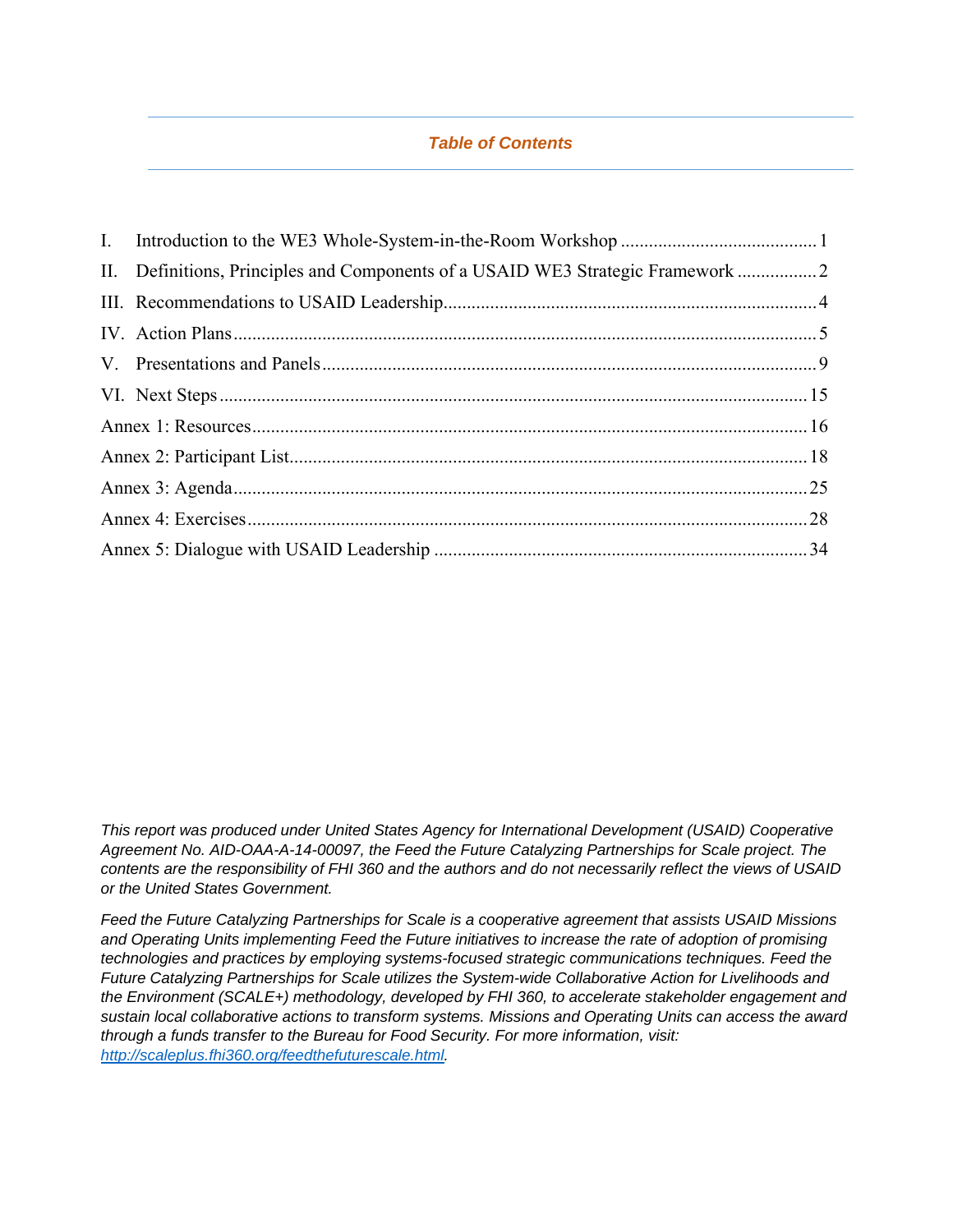## *Table of Contents*

I. Introduction to the WE3 Whole-System-in-the-Room Workshop .......................................... 1

II. Definitions, Principles and Components of a USAID WE3 Strategic Framework ................. 2

III. Recommendations to USAID Leadership................................................................................ 4

IV. Action Plans ............................................................................................................................ 5

V. Presentations and Panels .......................................................................................................... 9

VI. Next Steps ............................................................................................................................. 15

Annex 1: Resources ...................................................................................................................... 16

Annex 2: Participant List.............................................................................................................. 18

Annex 3: Agenda .......................................................................................................................... 25

Annex 4: Exercises ....................................................................................................................... 28

Annex 5: Dialogue with USAID Leadership ............................................................................... 34

*This report was produced under United States Agency for International Development (USAID) Cooperative Agreement No. AID-OAA-A-14-00097, the Feed the Future Catalyzing Partnerships for Scale project. The contents are the responsibility of FHI 360 and the authors and do not necessarily reflect the views of USAID or the United States Government.*

*Feed the Future Catalyzing Partnerships for Scale is a cooperative agreement that assists USAID Missions and Operating Units implementing Feed the Future initiatives to increase the rate of adoption of promising technologies and practices by employing systems-focused strategic communications techniques. Feed the Future Catalyzing Partnerships for Scale utilizes the System-wide Collaborative Action for Livelihoods and the Environment (SCALE+) methodology, developed by FHI 360, to accelerate stakeholder engagement and sustain local collaborative actions to transform systems. Missions and Operating Units can access the award through a funds transfer to the Bureau for Food Security. For more information, visit: [http://scaleplus.fhi360.org/feedthefuturescale.html](http://scaleplus.fhi360.org/feedthefuturescale.html).*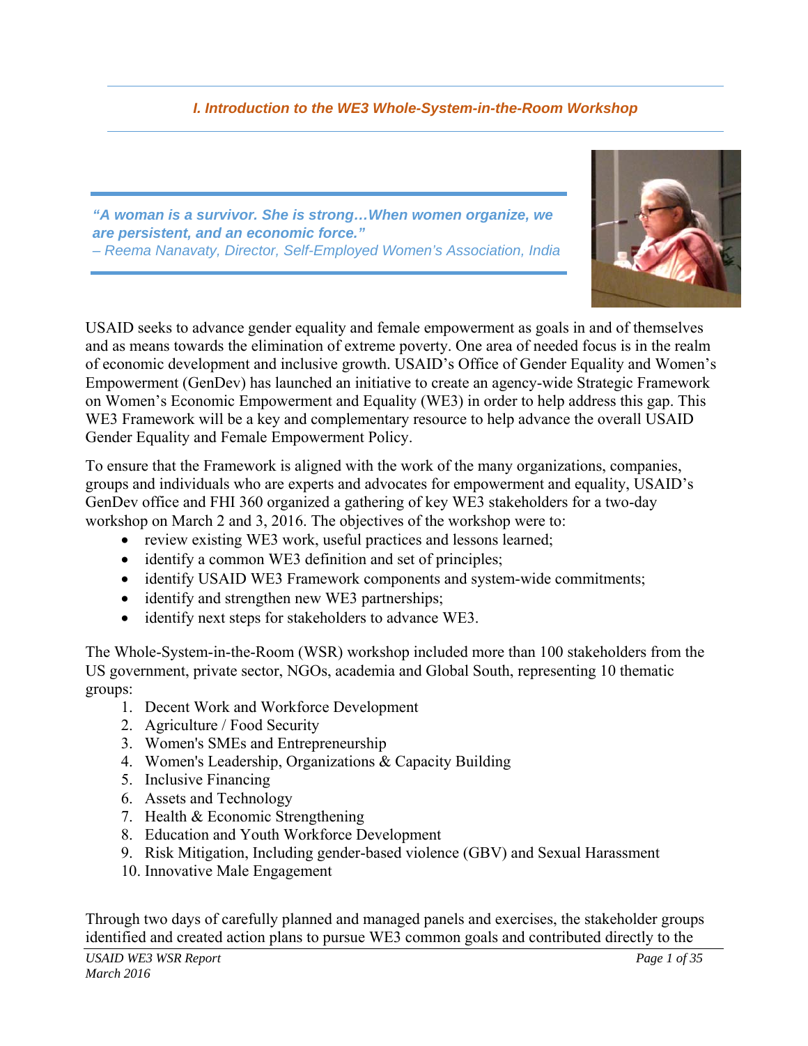## *I. Introduction to the WE3 Whole-System-in-the-Room Workshop*

> ***"A woman is a survivor. She is strong…When women organize, we are persistent, and an economic force."***
> *– Reema Nanavaty, Director, Self-Employed Women's Association, India*

USAID seeks to advance gender equality and female empowerment as goals in and of themselves and as means towards the elimination of extreme poverty. One area of needed focus is in the realm of economic development and inclusive growth. USAID's Office of Gender Equality and Women's Empowerment (GenDev) has launched an initiative to create an agency-wide Strategic Framework on Women's Economic Empowerment and Equality (WE3) in order to help address this gap. This WE3 Framework will be a key and complementary resource to help advance the overall USAID Gender Equality and Female Empowerment Policy.

To ensure that the Framework is aligned with the work of the many organizations, companies, groups and individuals who are experts and advocates for empowerment and equality, USAID's GenDev office and FHI 360 organized a gathering of key WE3 stakeholders for a two-day workshop on March 2 and 3, 2016. The objectives of the workshop were to:

- review existing WE3 work, useful practices and lessons learned;
- identify a common WE3 definition and set of principles;
- identify USAID WE3 Framework components and system-wide commitments;
- identify and strengthen new WE3 partnerships;
- identify next steps for stakeholders to advance WE3.

The Whole-System-in-the-Room (WSR) workshop included more than 100 stakeholders from the US government, private sector, NGOs, academia and Global South, representing 10 thematic groups:

1. Decent Work and Workforce Development
2. Agriculture / Food Security
3. Women's SMEs and Entrepreneurship
4. Women's Leadership, Organizations & Capacity Building
5. Inclusive Financing
6. Assets and Technology
7. Health & Economic Strengthening
8. Education and Youth Workforce Development
9. Risk Mitigation, Including gender-based violence (GBV) and Sexual Harassment
10. Innovative Male Engagement

Through two days of carefully planned and managed panels and exercises, the stakeholder groups identified and created action plans to pursue WE3 common goals and contributed directly to the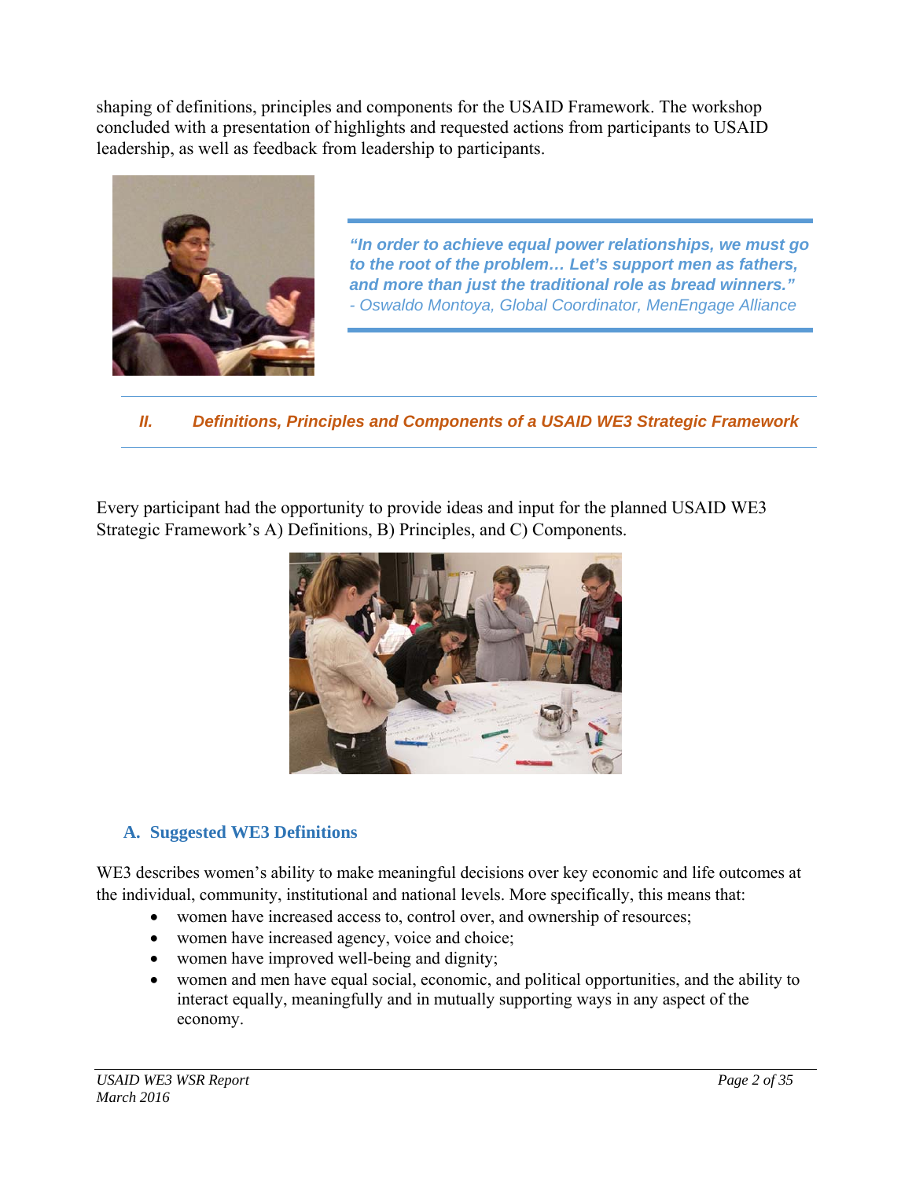shaping of definitions, principles and components for the USAID Framework. The workshop concluded with a presentation of highlights and requested actions from participants to USAID leadership, as well as feedback from leadership to participants.

> ***"In order to achieve equal power relationships, we must go to the root of the problem… Let's support men as fathers, and more than just the traditional role as bread winners."***
> *- Oswaldo Montoya, Global Coordinator, MenEngage Alliance*

## *II. Definitions, Principles and Components of a USAID WE3 Strategic Framework*

Every participant had the opportunity to provide ideas and input for the planned USAID WE3 Strategic Framework's A) Definitions, B) Principles, and C) Components.

### A. Suggested WE3 Definitions

WE3 describes women's ability to make meaningful decisions over key economic and life outcomes at the individual, community, institutional and national levels. More specifically, this means that:

- women have increased access to, control over, and ownership of resources;
- women have increased agency, voice and choice;
- women have improved well-being and dignity;
- women and men have equal social, economic, and political opportunities, and the ability to interact equally, meaningfully and in mutually supporting ways in any aspect of the economy.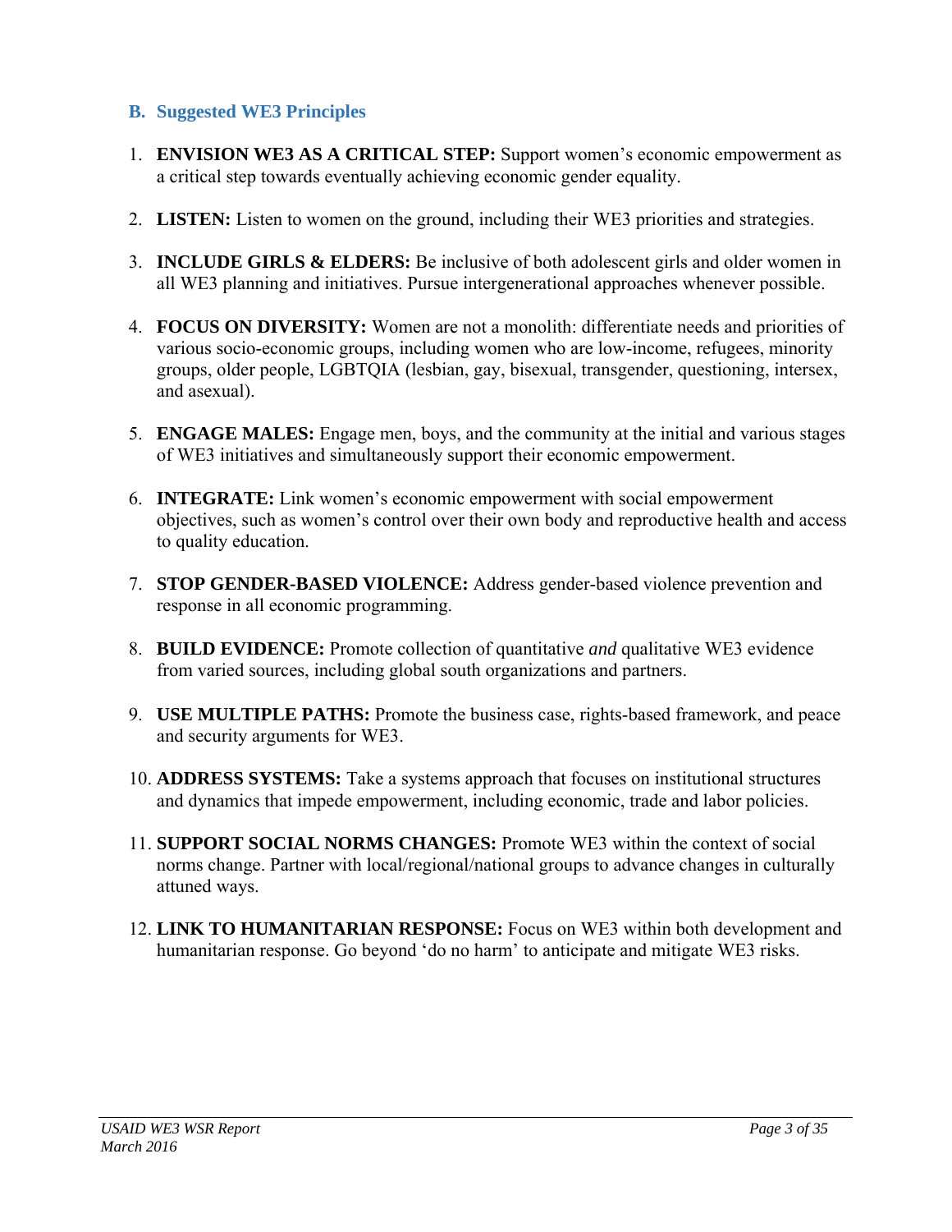## B. Suggested WE3 Principles

1. **ENVISION WE3 AS A CRITICAL STEP:** Support women's economic empowerment as a critical step towards eventually achieving economic gender equality.
2. **LISTEN:** Listen to women on the ground, including their WE3 priorities and strategies.
3. **INCLUDE GIRLS & ELDERS:** Be inclusive of both adolescent girls and older women in all WE3 planning and initiatives. Pursue intergenerational approaches whenever possible.
4. **FOCUS ON DIVERSITY:** Women are not a monolith: differentiate needs and priorities of various socio-economic groups, including women who are low-income, refugees, minority groups, older people, LGBTQIA (lesbian, gay, bisexual, transgender, questioning, intersex, and asexual).
5. **ENGAGE MALES:** Engage men, boys, and the community at the initial and various stages of WE3 initiatives and simultaneously support their economic empowerment.
6. **INTEGRATE:** Link women's economic empowerment with social empowerment objectives, such as women's control over their own body and reproductive health and access to quality education.
7. **STOP GENDER-BASED VIOLENCE:** Address gender-based violence prevention and response in all economic programming.
8. **BUILD EVIDENCE:** Promote collection of quantitative *and* qualitative WE3 evidence from varied sources, including global south organizations and partners.
9. **USE MULTIPLE PATHS:** Promote the business case, rights-based framework, and peace and security arguments for WE3.
10. **ADDRESS SYSTEMS:** Take a systems approach that focuses on institutional structures and dynamics that impede empowerment, including economic, trade and labor policies.
11. **SUPPORT SOCIAL NORMS CHANGES:** Promote WE3 within the context of social norms change. Partner with local/regional/national groups to advance changes in culturally attuned ways.
12. **LINK TO HUMANITARIAN RESPONSE:** Focus on WE3 within both development and humanitarian response. Go beyond 'do no harm' to anticipate and mitigate WE3 risks.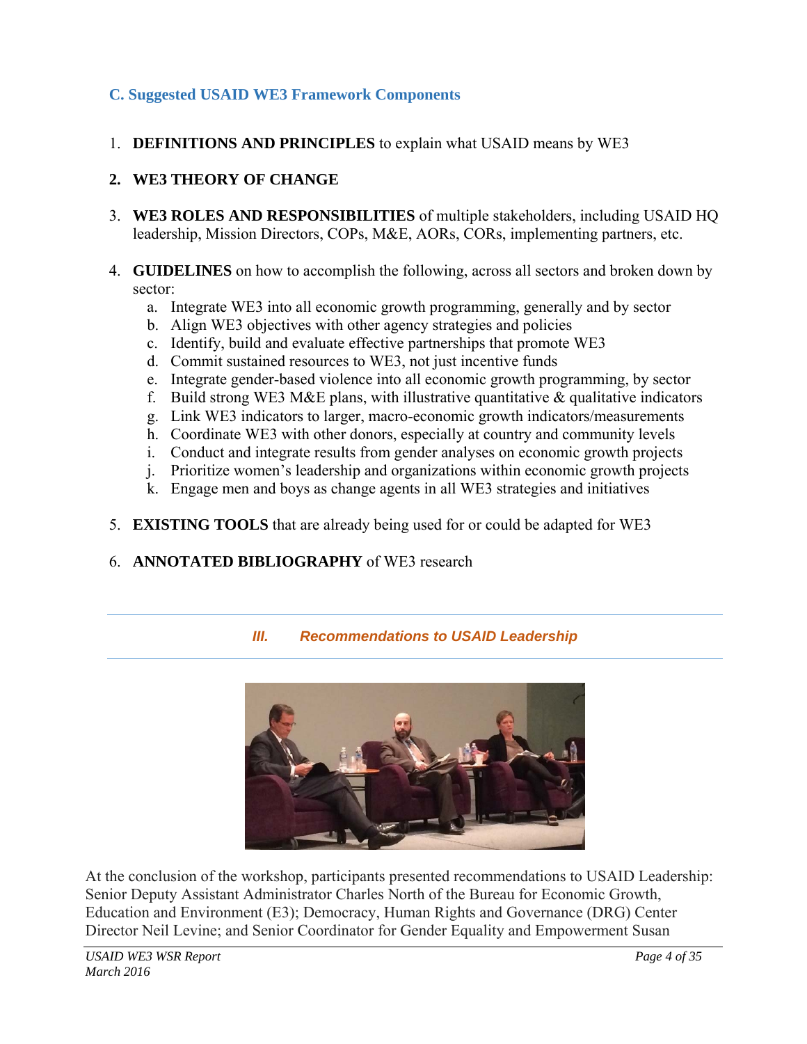### C. Suggested USAID WE3 Framework Components

1. **DEFINITIONS AND PRINCIPLES** to explain what USAID means by WE3

2. **WE3 THEORY OF CHANGE**

3. **WE3 ROLES AND RESPONSIBILITIES** of multiple stakeholders, including USAID HQ leadership, Mission Directors, COPs, M&E, AORs, CORs, implementing partners, etc.

4. **GUIDELINES** on how to accomplish the following, across all sectors and broken down by sector:
   a. Integrate WE3 into all economic growth programming, generally and by sector
   b. Align WE3 objectives with other agency strategies and policies
   c. Identify, build and evaluate effective partnerships that promote WE3
   d. Commit sustained resources to WE3, not just incentive funds
   e. Integrate gender-based violence into all economic growth programming, by sector
   f. Build strong WE3 M&E plans, with illustrative quantitative & qualitative indicators
   g. Link WE3 indicators to larger, macro-economic growth indicators/measurements
   h. Coordinate WE3 with other donors, especially at country and community levels
   i. Conduct and integrate results from gender analyses on economic growth projects
   j. Prioritize women's leadership and organizations within economic growth projects
   k. Engage men and boys as change agents in all WE3 strategies and initiatives

5. **EXISTING TOOLS** that are already being used for or could be adapted for WE3

6. **ANNOTATED BIBLIOGRAPHY** of WE3 research

## *III. Recommendations to USAID Leadership*

At the conclusion of the workshop, participants presented recommendations to USAID Leadership: Senior Deputy Assistant Administrator Charles North of the Bureau for Economic Growth, Education and Environment (E3); Democracy, Human Rights and Governance (DRG) Center Director Neil Levine; and Senior Coordinator for Gender Equality and Empowerment Susan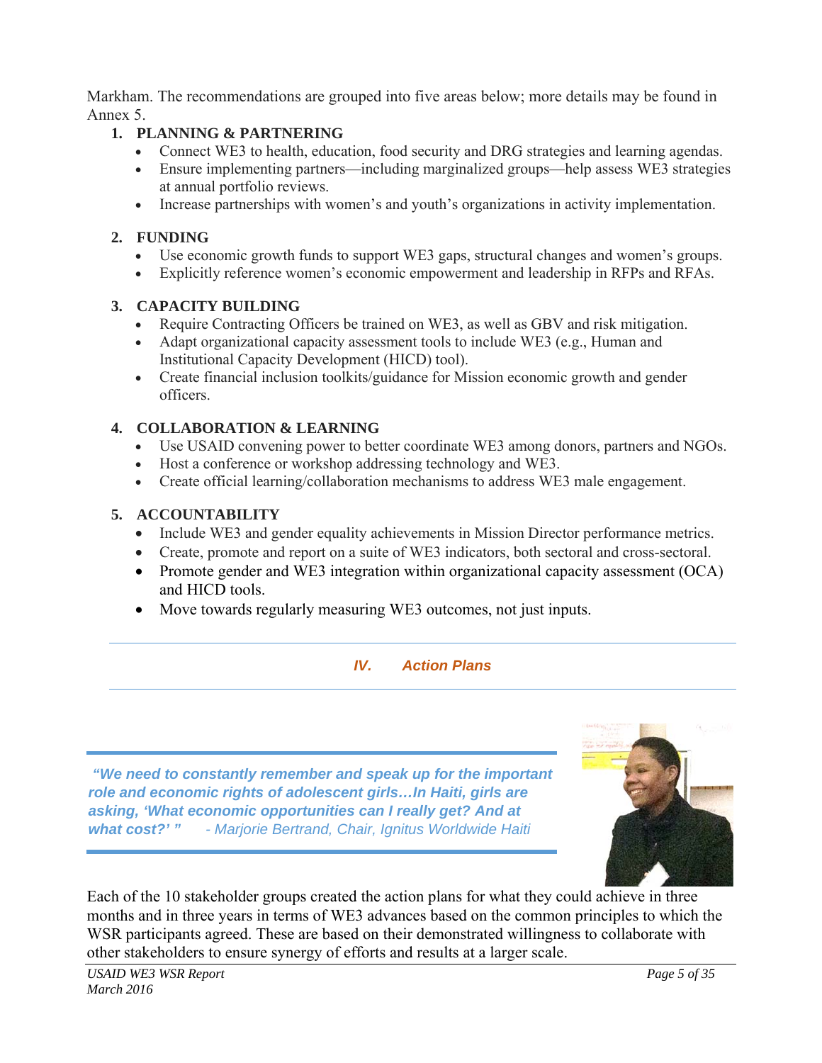Markham. The recommendations are grouped into five areas below; more details may be found in Annex 5.

1. **PLANNING & PARTNERING**
   - Connect WE3 to health, education, food security and DRG strategies and learning agendas.
   - Ensure implementing partners—including marginalized groups—help assess WE3 strategies at annual portfolio reviews.
   - Increase partnerships with women's and youth's organizations in activity implementation.

2. **FUNDING**
   - Use economic growth funds to support WE3 gaps, structural changes and women's groups.
   - Explicitly reference women's economic empowerment and leadership in RFPs and RFAs.

3. **CAPACITY BUILDING**
   - Require Contracting Officers be trained on WE3, as well as GBV and risk mitigation.
   - Adapt organizational capacity assessment tools to include WE3 (e.g., Human and Institutional Capacity Development (HICD) tool).
   - Create financial inclusion toolkits/guidance for Mission economic growth and gender officers.

4. **COLLABORATION & LEARNING**
   - Use USAID convening power to better coordinate WE3 among donors, partners and NGOs.
   - Host a conference or workshop addressing technology and WE3.
   - Create official learning/collaboration mechanisms to address WE3 male engagement.

5. **ACCOUNTABILITY**
   - Include WE3 and gender equality achievements in Mission Director performance metrics.
   - Create, promote and report on a suite of WE3 indicators, both sectoral and cross-sectoral.
   - Promote gender and WE3 integration within organizational capacity assessment (OCA) and HICD tools.
   - Move towards regularly measuring WE3 outcomes, not just inputs.

## IV. Action Plans

> ***"We need to constantly remember and speak up for the important role and economic rights of adolescent girls…In Haiti, girls are asking, 'What economic opportunities can I really get? And at what cost?' "*** *- Marjorie Bertrand, Chair, Ignitus Worldwide Haiti*

Each of the 10 stakeholder groups created the action plans for what they could achieve in three months and in three years in terms of WE3 advances based on the common principles to which the WSR participants agreed. These are based on their demonstrated willingness to collaborate with other stakeholders to ensure synergy of efforts and results at a larger scale.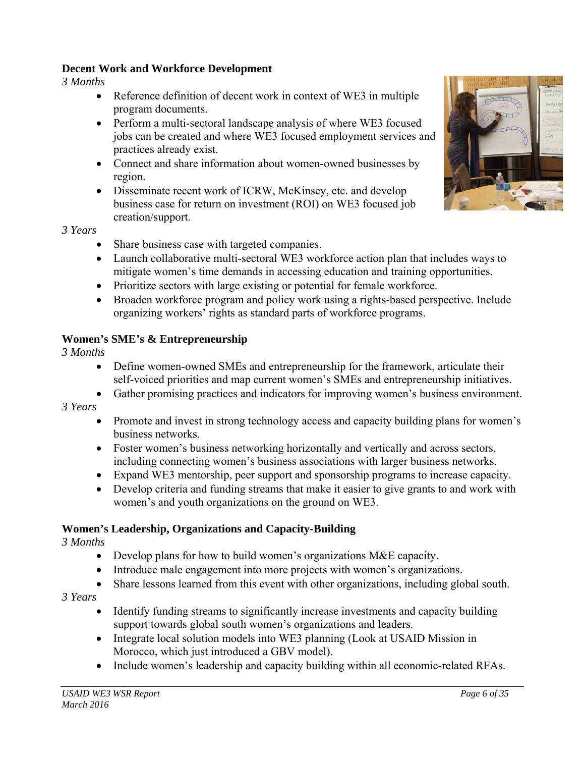**Decent Work and Workforce Development**

*3 Months*

- Reference definition of decent work in context of WE3 in multiple program documents.
- Perform a multi-sectoral landscape analysis of where WE3 focused jobs can be created and where WE3 focused employment services and practices already exist.
- Connect and share information about women-owned businesses by region.
- Disseminate recent work of ICRW, McKinsey, etc. and develop business case for return on investment (ROI) on WE3 focused job creation/support.

*3 Years*

- Share business case with targeted companies.
- Launch collaborative multi-sectoral WE3 workforce action plan that includes ways to mitigate women's time demands in accessing education and training opportunities.
- Prioritize sectors with large existing or potential for female workforce.
- Broaden workforce program and policy work using a rights-based perspective. Include organizing workers' rights as standard parts of workforce programs.

**Women's SME's & Entrepreneurship**

*3 Months*

- Define women-owned SMEs and entrepreneurship for the framework, articulate their self-voiced priorities and map current women's SMEs and entrepreneurship initiatives.
- Gather promising practices and indicators for improving women's business environment.

*3 Years*

- Promote and invest in strong technology access and capacity building plans for women's business networks.
- Foster women's business networking horizontally and vertically and across sectors, including connecting women's business associations with larger business networks.
- Expand WE3 mentorship, peer support and sponsorship programs to increase capacity.
- Develop criteria and funding streams that make it easier to give grants to and work with women's and youth organizations on the ground on WE3.

**Women's Leadership, Organizations and Capacity-Building**

*3 Months*

- Develop plans for how to build women's organizations M&E capacity.
- Introduce male engagement into more projects with women's organizations.
- Share lessons learned from this event with other organizations, including global south.

*3 Years*

- Identify funding streams to significantly increase investments and capacity building support towards global south women's organizations and leaders.
- Integrate local solution models into WE3 planning (Look at USAID Mission in Morocco, which just introduced a GBV model).
- Include women's leadership and capacity building within all economic-related RFAs.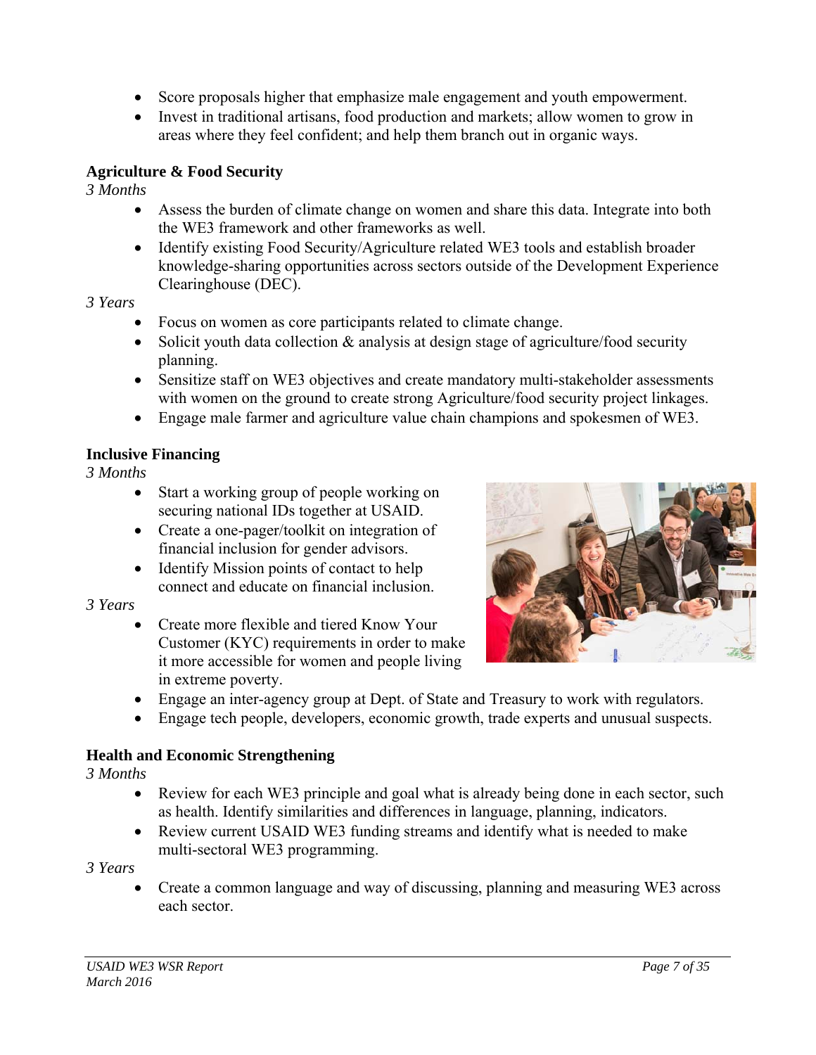- Score proposals higher that emphasize male engagement and youth empowerment.
- Invest in traditional artisans, food production and markets; allow women to grow in areas where they feel confident; and help them branch out in organic ways.

**Agriculture & Food Security**

*3 Months*

- Assess the burden of climate change on women and share this data. Integrate into both the WE3 framework and other frameworks as well.
- Identify existing Food Security/Agriculture related WE3 tools and establish broader knowledge-sharing opportunities across sectors outside of the Development Experience Clearinghouse (DEC).

*3 Years*

- Focus on women as core participants related to climate change.
- Solicit youth data collection & analysis at design stage of agriculture/food security planning.
- Sensitize staff on WE3 objectives and create mandatory multi-stakeholder assessments with women on the ground to create strong Agriculture/food security project linkages.
- Engage male farmer and agriculture value chain champions and spokesmen of WE3.

**Inclusive Financing**

*3 Months*

- Start a working group of people working on securing national IDs together at USAID.
- Create a one-pager/toolkit on integration of financial inclusion for gender advisors.
- Identify Mission points of contact to help connect and educate on financial inclusion.

*3 Years*

- Create more flexible and tiered Know Your Customer (KYC) requirements in order to make it more accessible for women and people living in extreme poverty.
- Engage an inter-agency group at Dept. of State and Treasury to work with regulators.
- Engage tech people, developers, economic growth, trade experts and unusual suspects.

**Health and Economic Strengthening**

*3 Months*

- Review for each WE3 principle and goal what is already being done in each sector, such as health. Identify similarities and differences in language, planning, indicators.
- Review current USAID WE3 funding streams and identify what is needed to make multi-sectoral WE3 programming.

*3 Years*

- Create a common language and way of discussing, planning and measuring WE3 across each sector.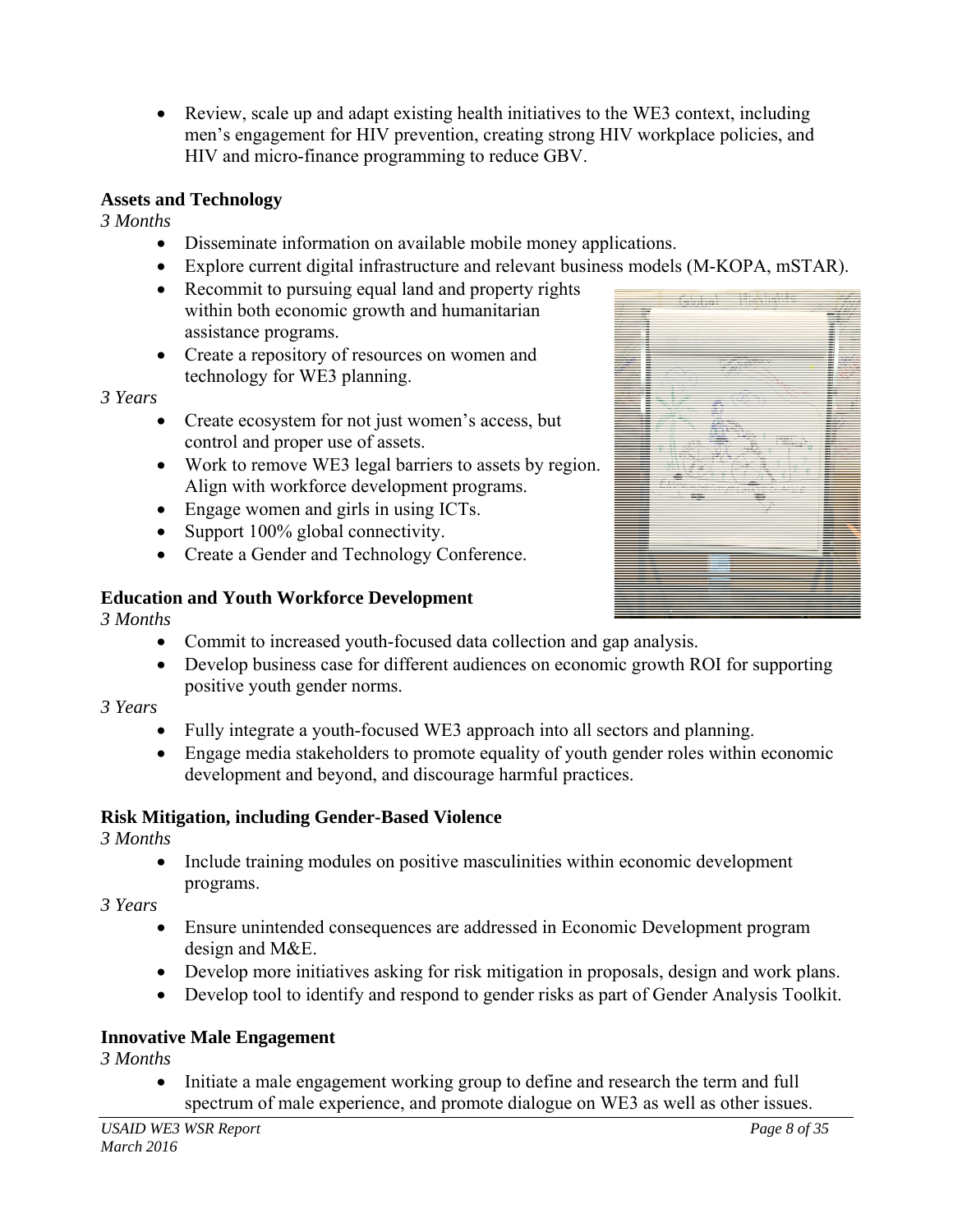- Review, scale up and adapt existing health initiatives to the WE3 context, including men's engagement for HIV prevention, creating strong HIV workplace policies, and HIV and micro-finance programming to reduce GBV.

**Assets and Technology**

*3 Months*

- Disseminate information on available mobile money applications.
- Explore current digital infrastructure and relevant business models (M-KOPA, mSTAR).
- Recommit to pursuing equal land and property rights within both economic growth and humanitarian assistance programs.
- Create a repository of resources on women and technology for WE3 planning.

*3 Years*

- Create ecosystem for not just women's access, but control and proper use of assets.
- Work to remove WE3 legal barriers to assets by region. Align with workforce development programs.
- Engage women and girls in using ICTs.
- Support 100% global connectivity.
- Create a Gender and Technology Conference.

**Education and Youth Workforce Development**

*3 Months*

- Commit to increased youth-focused data collection and gap analysis.
- Develop business case for different audiences on economic growth ROI for supporting positive youth gender norms.

*3 Years*

- Fully integrate a youth-focused WE3 approach into all sectors and planning.
- Engage media stakeholders to promote equality of youth gender roles within economic development and beyond, and discourage harmful practices.

**Risk Mitigation, including Gender-Based Violence**

*3 Months*

- Include training modules on positive masculinities within economic development programs.

*3 Years*

- Ensure unintended consequences are addressed in Economic Development program design and M&E.
- Develop more initiatives asking for risk mitigation in proposals, design and work plans.
- Develop tool to identify and respond to gender risks as part of Gender Analysis Toolkit.

**Innovative Male Engagement**

*3 Months*

- Initiate a male engagement working group to define and research the term and full spectrum of male experience, and promote dialogue on WE3 as well as other issues.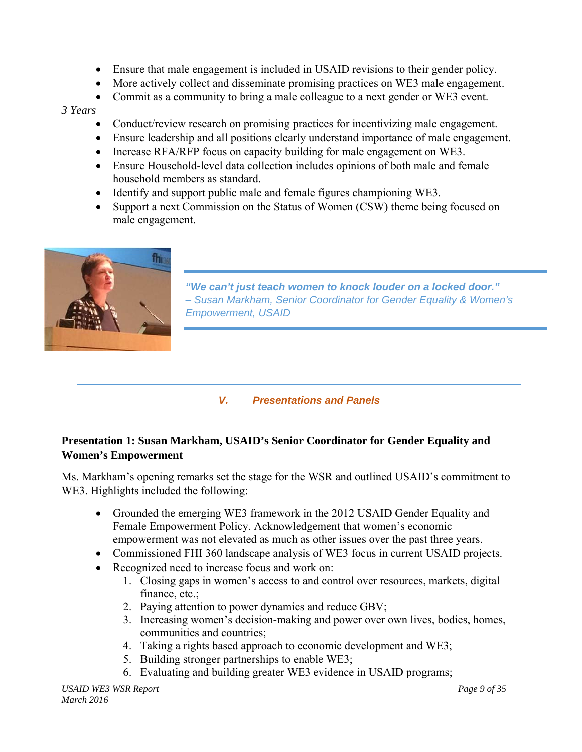- Ensure that male engagement is included in USAID revisions to their gender policy.
- More actively collect and disseminate promising practices on WE3 male engagement.
- Commit as a community to bring a male colleague to a next gender or WE3 event.

*3 Years*

- Conduct/review research on promising practices for incentivizing male engagement.
- Ensure leadership and all positions clearly understand importance of male engagement.
- Increase RFA/RFP focus on capacity building for male engagement on WE3.
- Ensure Household-level data collection includes opinions of both male and female household members as standard.
- Identify and support public male and female figures championing WE3.
- Support a next Commission on the Status of Women (CSW) theme being focused on male engagement.

***"We can't just teach women to knock louder on a locked door."***
*– Susan Markham, Senior Coordinator for Gender Equality & Women's Empowerment, USAID*

## *V. Presentations and Panels*

**Presentation 1: Susan Markham, USAID's Senior Coordinator for Gender Equality and Women's Empowerment**

Ms. Markham's opening remarks set the stage for the WSR and outlined USAID's commitment to WE3. Highlights included the following:

- Grounded the emerging WE3 framework in the 2012 USAID Gender Equality and Female Empowerment Policy. Acknowledgement that women's economic empowerment was not elevated as much as other issues over the past three years.
- Commissioned FHI 360 landscape analysis of WE3 focus in current USAID projects.
- Recognized need to increase focus and work on:
    1. Closing gaps in women's access to and control over resources, markets, digital finance, etc.;
    2. Paying attention to power dynamics and reduce GBV;
    3. Increasing women's decision-making and power over own lives, bodies, homes, communities and countries;
    4. Taking a rights based approach to economic development and WE3;
    5. Building stronger partnerships to enable WE3;
    6. Evaluating and building greater WE3 evidence in USAID programs;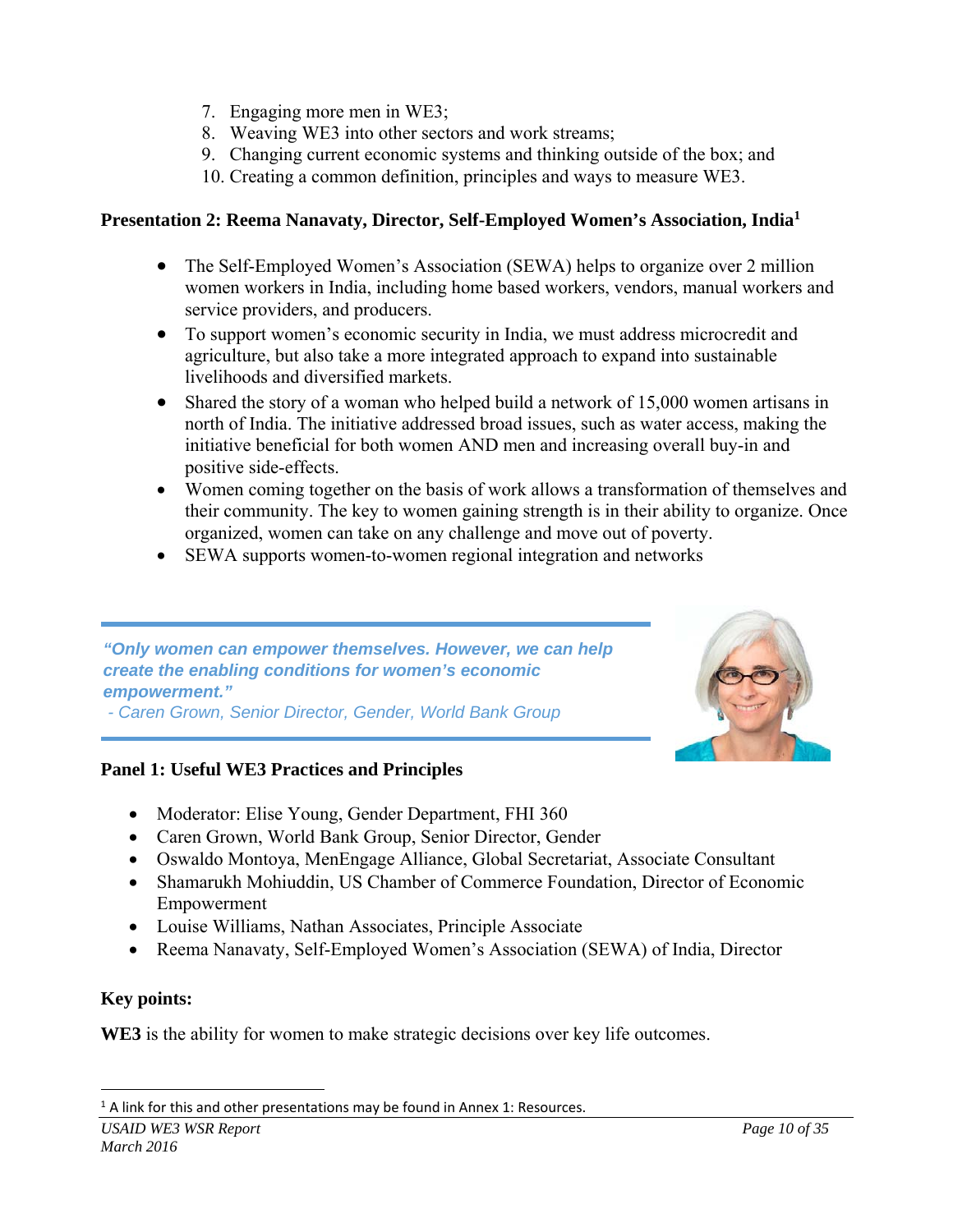7. Engaging more men in WE3;
8. Weaving WE3 into other sectors and work streams;
9. Changing current economic systems and thinking outside of the box; and
10. Creating a common definition, principles and ways to measure WE3.

**Presentation 2: Reema Nanavaty, Director, Self-Employed Women's Association, India[1]**

- The Self-Employed Women's Association (SEWA) helps to organize over 2 million women workers in India, including home based workers, vendors, manual workers and service providers, and producers.
- To support women's economic security in India, we must address microcredit and agriculture, but also take a more integrated approach to expand into sustainable livelihoods and diversified markets.
- Shared the story of a woman who helped build a network of 15,000 women artisans in north of India. The initiative addressed broad issues, such as water access, making the initiative beneficial for both women AND men and increasing overall buy-in and positive side-effects.
- Women coming together on the basis of work allows a transformation of themselves and their community. The key to women gaining strength is in their ability to organize. Once organized, women can take on any challenge and move out of poverty.
- SEWA supports women-to-women regional integration and networks

*"Only women can empower themselves. However, we can help create the enabling conditions for women's economic empowerment."*
*- Caren Grown, Senior Director, Gender, World Bank Group*

**Panel 1: Useful WE3 Practices and Principles**

- Moderator: Elise Young, Gender Department, FHI 360
- Caren Grown, World Bank Group, Senior Director, Gender
- Oswaldo Montoya, MenEngage Alliance, Global Secretariat, Associate Consultant
- Shamarukh Mohiuddin, US Chamber of Commerce Foundation, Director of Economic Empowerment
- Louise Williams, Nathan Associates, Principle Associate
- Reema Nanavaty, Self-Employed Women's Association (SEWA) of India, Director

**Key points:**

**WE3** is the ability for women to make strategic decisions over key life outcomes.

[1] A link for this and other presentations may be found in Annex 1: Resources.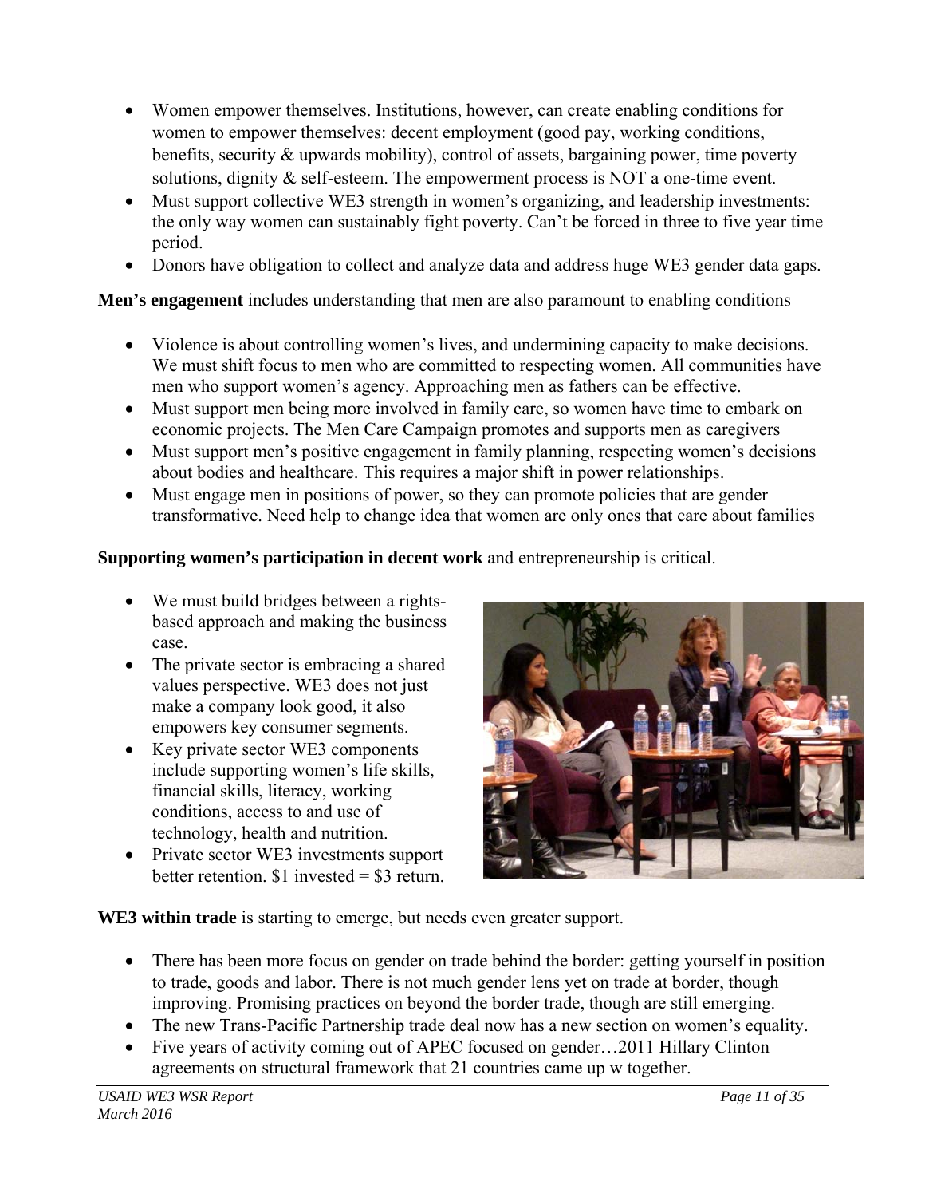- Women empower themselves. Institutions, however, can create enabling conditions for women to empower themselves: decent employment (good pay, working conditions, benefits, security & upwards mobility), control of assets, bargaining power, time poverty solutions, dignity & self-esteem. The empowerment process is NOT a one-time event.
- Must support collective WE3 strength in women's organizing, and leadership investments: the only way women can sustainably fight poverty. Can't be forced in three to five year time period.
- Donors have obligation to collect and analyze data and address huge WE3 gender data gaps.

**Men's engagement** includes understanding that men are also paramount to enabling conditions

- Violence is about controlling women's lives, and undermining capacity to make decisions. We must shift focus to men who are committed to respecting women. All communities have men who support women's agency. Approaching men as fathers can be effective.
- Must support men being more involved in family care, so women have time to embark on economic projects. The Men Care Campaign promotes and supports men as caregivers
- Must support men's positive engagement in family planning, respecting women's decisions about bodies and healthcare. This requires a major shift in power relationships.
- Must engage men in positions of power, so they can promote policies that are gender transformative. Need help to change idea that women are only ones that care about families

**Supporting women's participation in decent work** and entrepreneurship is critical.

- We must build bridges between a rights-based approach and making the business case.
- The private sector is embracing a shared values perspective. WE3 does not just make a company look good, it also empowers key consumer segments.
- Key private sector WE3 components include supporting women's life skills, financial skills, literacy, working conditions, access to and use of technology, health and nutrition.
- Private sector WE3 investments support better retention. $1 invested = $3 return.

**WE3 within trade** is starting to emerge, but needs even greater support.

- There has been more focus on gender on trade behind the border: getting yourself in position to trade, goods and labor. There is not much gender lens yet on trade at border, though improving. Promising practices on beyond the border trade, though are still emerging.
- The new Trans-Pacific Partnership trade deal now has a new section on women's equality.
- Five years of activity coming out of APEC focused on gender…2011 Hillary Clinton agreements on structural framework that 21 countries came up w together.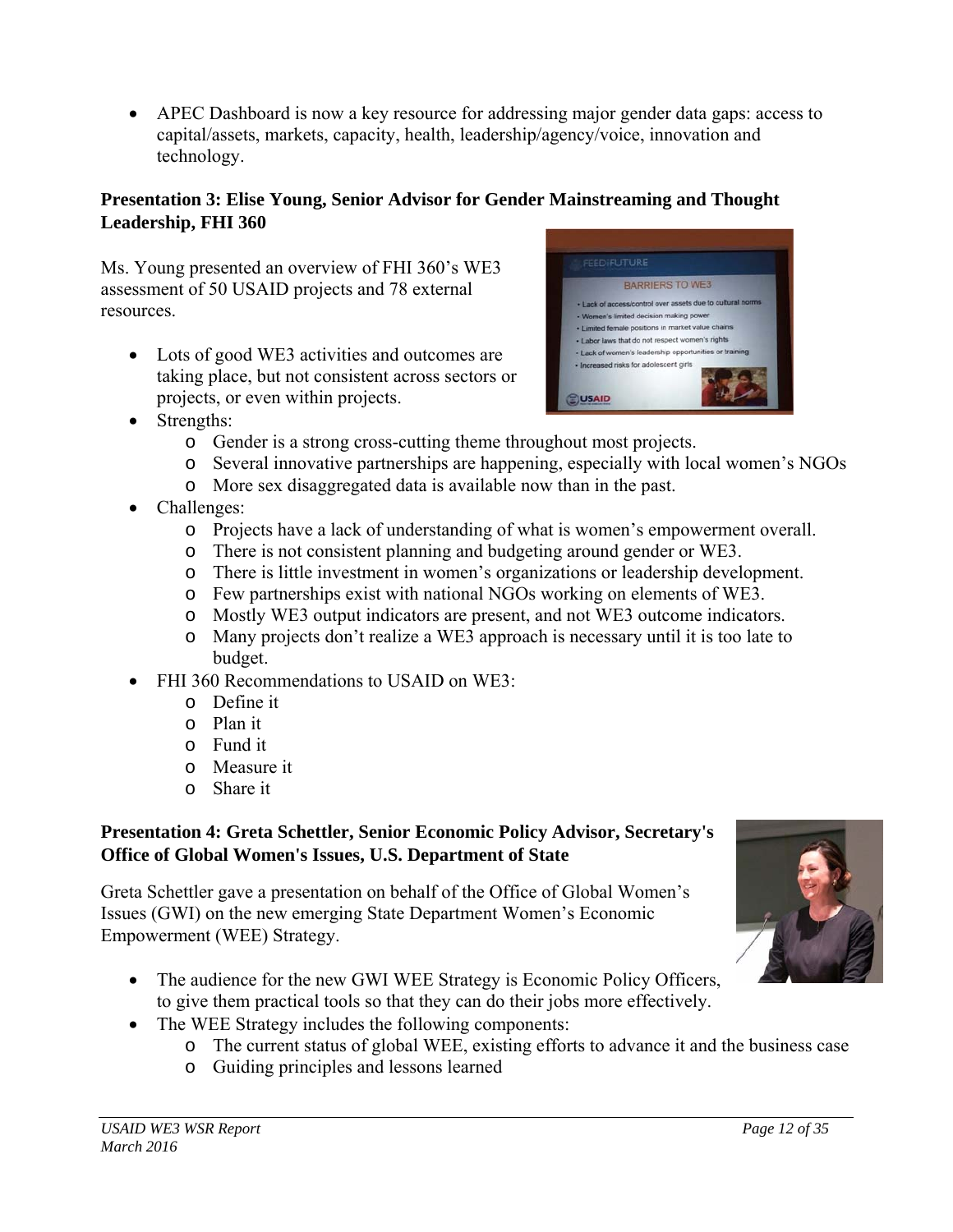- APEC Dashboard is now a key resource for addressing major gender data gaps: access to capital/assets, markets, capacity, health, leadership/agency/voice, innovation and technology.

**Presentation 3: Elise Young, Senior Advisor for Gender Mainstreaming and Thought Leadership, FHI 360**

Ms. Young presented an overview of FHI 360's WE3 assessment of 50 USAID projects and 78 external resources.

- Lots of good WE3 activities and outcomes are taking place, but not consistent across sectors or projects, or even within projects.
- Strengths:
    - Gender is a strong cross-cutting theme throughout most projects.
    - Several innovative partnerships are happening, especially with local women's NGOs
    - More sex disaggregated data is available now than in the past.
- Challenges:
    - Projects have a lack of understanding of what is women's empowerment overall.
    - There is not consistent planning and budgeting around gender or WE3.
    - There is little investment in women's organizations or leadership development.
    - Few partnerships exist with national NGOs working on elements of WE3.
    - Mostly WE3 output indicators are present, and not WE3 outcome indicators.
    - Many projects don't realize a WE3 approach is necessary until it is too late to budget.
- FHI 360 Recommendations to USAID on WE3:
    - Define it
    - Plan it
    - Fund it
    - Measure it
    - Share it

**Presentation 4: Greta Schettler, Senior Economic Policy Advisor, Secretary's Office of Global Women's Issues, U.S. Department of State**

Greta Schettler gave a presentation on behalf of the Office of Global Women's Issues (GWI) on the new emerging State Department Women's Economic Empowerment (WEE) Strategy.

- The audience for the new GWI WEE Strategy is Economic Policy Officers, to give them practical tools so that they can do their jobs more effectively.
- The WEE Strategy includes the following components:
    - The current status of global WEE, existing efforts to advance it and the business case
    - Guiding principles and lessons learned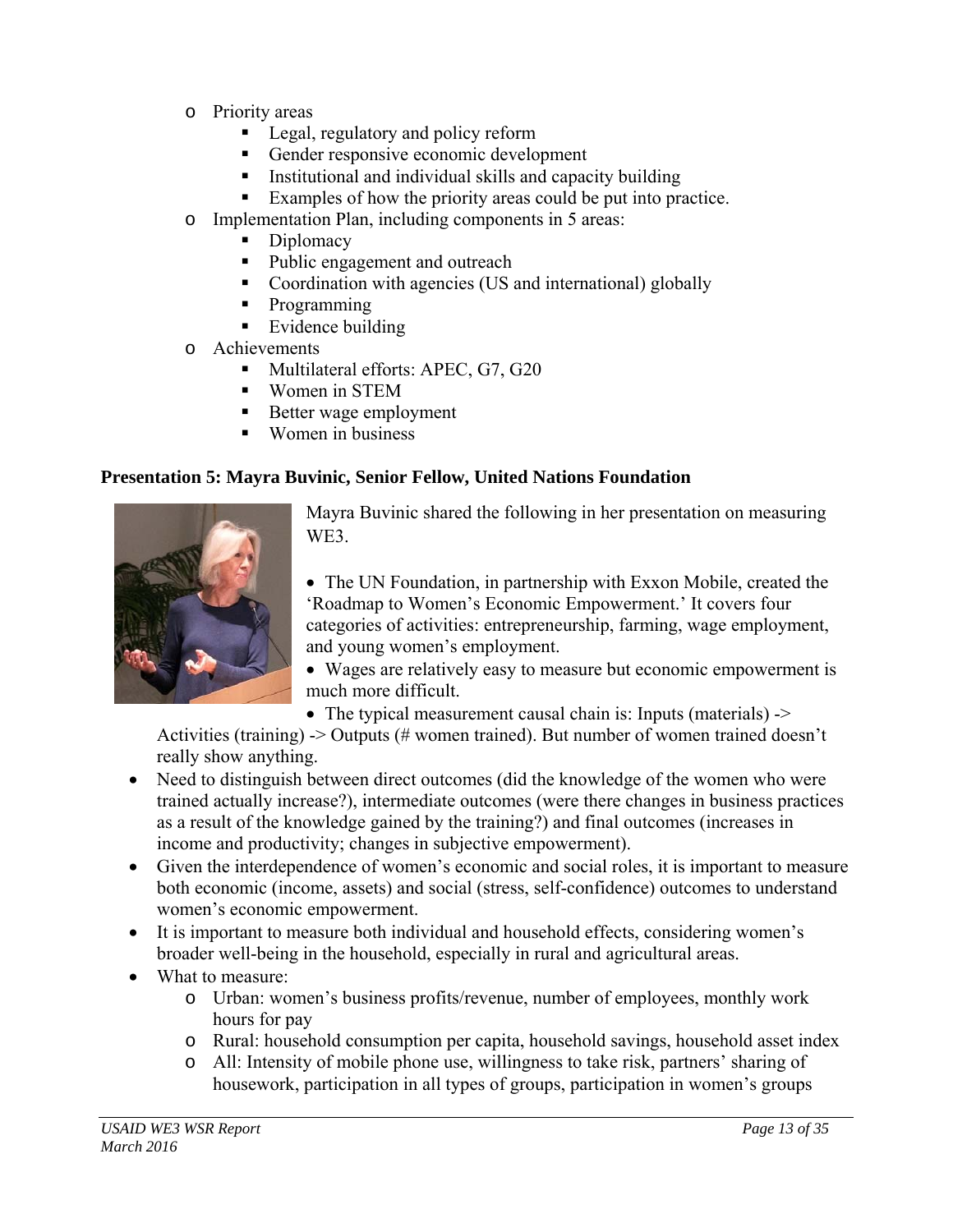- Priority areas
    - Legal, regulatory and policy reform
    - Gender responsive economic development
    - Institutional and individual skills and capacity building
    - Examples of how the priority areas could be put into practice.
- Implementation Plan, including components in 5 areas:
    - Diplomacy
    - Public engagement and outreach
    - Coordination with agencies (US and international) globally
    - Programming
    - Evidence building
- Achievements
    - Multilateral efforts: APEC, G7, G20
    - Women in STEM
    - Better wage employment
    - Women in business

**Presentation 5: Mayra Buvinic, Senior Fellow, United Nations Foundation**

Mayra Buvinic shared the following in her presentation on measuring WE3.

- The UN Foundation, in partnership with Exxon Mobile, created the 'Roadmap to Women's Economic Empowerment.' It covers four categories of activities: entrepreneurship, farming, wage employment, and young women's employment.
- Wages are relatively easy to measure but economic empowerment is much more difficult.
- The typical measurement causal chain is: Inputs (materials) -> Activities (training) -> Outputs (# women trained). But number of women trained doesn't really show anything.
- Need to distinguish between direct outcomes (did the knowledge of the women who were trained actually increase?), intermediate outcomes (were there changes in business practices as a result of the knowledge gained by the training?) and final outcomes (increases in income and productivity; changes in subjective empowerment).
- Given the interdependence of women's economic and social roles, it is important to measure both economic (income, assets) and social (stress, self-confidence) outcomes to understand women's economic empowerment.
- It is important to measure both individual and household effects, considering women's broader well-being in the household, especially in rural and agricultural areas.
- What to measure:
    - Urban: women's business profits/revenue, number of employees, monthly work hours for pay
    - Rural: household consumption per capita, household savings, household asset index
    - All: Intensity of mobile phone use, willingness to take risk, partners' sharing of housework, participation in all types of groups, participation in women's groups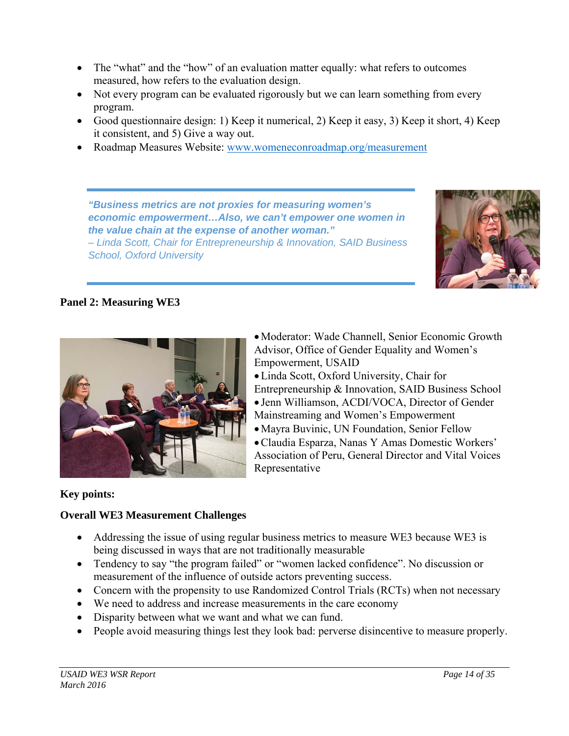- The "what" and the "how" of an evaluation matter equally: what refers to outcomes measured, how refers to the evaluation design.
- Not every program can be evaluated rigorously but we can learn something from every program.
- Good questionnaire design: 1) Keep it numerical, 2) Keep it easy, 3) Keep it short, 4) Keep it consistent, and 5) Give a way out.
- Roadmap Measures Website: [www.womeneconroadmap.org/measurement](www.womeneconroadmap.org/measurement)

> ***"Business metrics are not proxies for measuring women's economic empowerment…Also, we can't empower one women in the value chain at the expense of another woman."***
> *– Linda Scott, Chair for Entrepreneurship & Innovation, SAID Business School, Oxford University*

**Panel 2: Measuring WE3**

- Moderator: Wade Channell, Senior Economic Growth Advisor, Office of Gender Equality and Women's Empowerment, USAID
- Linda Scott, Oxford University, Chair for Entrepreneurship & Innovation, SAID Business School
- Jenn Williamson, ACDI/VOCA, Director of Gender Mainstreaming and Women's Empowerment
- Mayra Buvinic, UN Foundation, Senior Fellow
- Claudia Esparza, Nanas Y Amas Domestic Workers' Association of Peru, General Director and Vital Voices Representative

**Key points:**

**Overall WE3 Measurement Challenges**

- Addressing the issue of using regular business metrics to measure WE3 because WE3 is being discussed in ways that are not traditionally measurable
- Tendency to say "the program failed" or "women lacked confidence". No discussion or measurement of the influence of outside actors preventing success.
- Concern with the propensity to use Randomized Control Trials (RCTs) when not necessary
- We need to address and increase measurements in the care economy
- Disparity between what we want and what we can fund.
- People avoid measuring things lest they look bad: perverse disincentive to measure properly.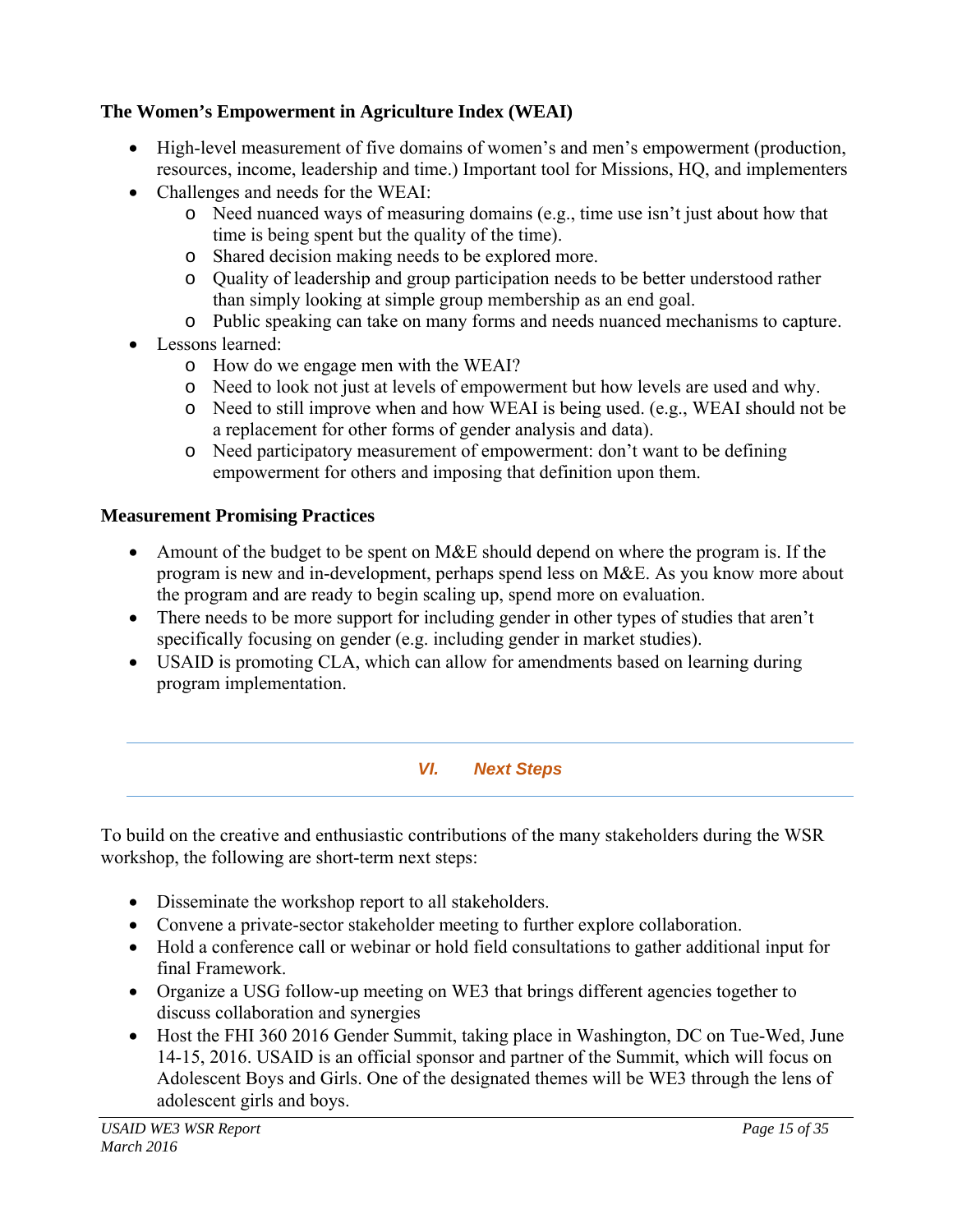**The Women's Empowerment in Agriculture Index (WEAI)**

- High-level measurement of five domains of women's and men's empowerment (production, resources, income, leadership and time.) Important tool for Missions, HQ, and implementers
- Challenges and needs for the WEAI:
    - Need nuanced ways of measuring domains (e.g., time use isn't just about how that time is being spent but the quality of the time).
    - Shared decision making needs to be explored more.
    - Quality of leadership and group participation needs to be better understood rather than simply looking at simple group membership as an end goal.
    - Public speaking can take on many forms and needs nuanced mechanisms to capture.
- Lessons learned:
    - How do we engage men with the WEAI?
    - Need to look not just at levels of empowerment but how levels are used and why.
    - Need to still improve when and how WEAI is being used. (e.g., WEAI should not be a replacement for other forms of gender analysis and data).
    - Need participatory measurement of empowerment: don't want to be defining empowerment for others and imposing that definition upon them.

**Measurement Promising Practices**

- Amount of the budget to be spent on M&E should depend on where the program is. If the program is new and in-development, perhaps spend less on M&E. As you know more about the program and are ready to begin scaling up, spend more on evaluation.
- There needs to be more support for including gender in other types of studies that aren't specifically focusing on gender (e.g. including gender in market studies).
- USAID is promoting CLA, which can allow for amendments based on learning during program implementation.

## VI. Next Steps

To build on the creative and enthusiastic contributions of the many stakeholders during the WSR workshop, the following are short-term next steps:

- Disseminate the workshop report to all stakeholders.
- Convene a private-sector stakeholder meeting to further explore collaboration.
- Hold a conference call or webinar or hold field consultations to gather additional input for final Framework.
- Organize a USG follow-up meeting on WE3 that brings different agencies together to discuss collaboration and synergies
- Host the FHI 360 2016 Gender Summit, taking place in Washington, DC on Tue-Wed, June 14-15, 2016. USAID is an official sponsor and partner of the Summit, which will focus on Adolescent Boys and Girls. One of the designated themes will be WE3 through the lens of adolescent girls and boys.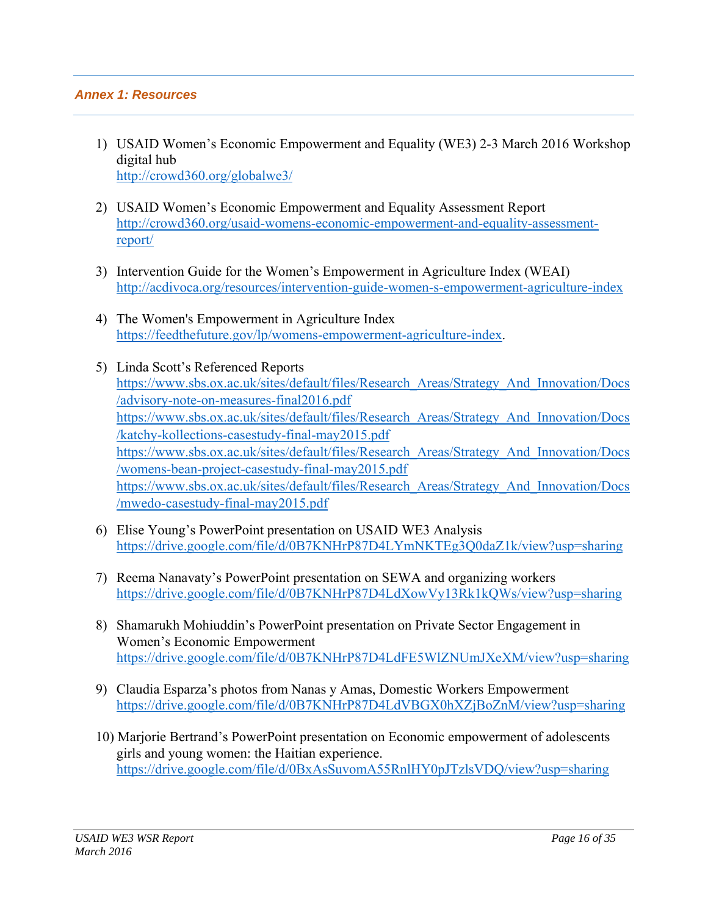## *Annex 1: Resources*

1) USAID Women's Economic Empowerment and Equality (WE3) 2-3 March 2016 Workshop digital hub
   http://crowd360.org/globalwe3/

2) USAID Women's Economic Empowerment and Equality Assessment Report
   http://crowd360.org/usaid-womens-economic-empowerment-and-equality-assessment-report/

3) Intervention Guide for the Women's Empowerment in Agriculture Index (WEAI)
   http://acdivoca.org/resources/intervention-guide-women-s-empowerment-agriculture-index

4) The Women's Empowerment in Agriculture Index
   https://feedthefuture.gov/lp/womens-empowerment-agriculture-index.

5) Linda Scott's Referenced Reports
   https://www.sbs.ox.ac.uk/sites/default/files/Research_Areas/Strategy_And_Innovation/Docs/advisory-note-on-measures-final2016.pdf
   https://www.sbs.ox.ac.uk/sites/default/files/Research_Areas/Strategy_And_Innovation/Docs/katchy-kollections-casestudy-final-may2015.pdf
   https://www.sbs.ox.ac.uk/sites/default/files/Research_Areas/Strategy_And_Innovation/Docs/womens-bean-project-casestudy-final-may2015.pdf
   https://www.sbs.ox.ac.uk/sites/default/files/Research_Areas/Strategy_And_Innovation/Docs/mwedo-casestudy-final-may2015.pdf

6) Elise Young's PowerPoint presentation on USAID WE3 Analysis
   https://drive.google.com/file/d/0B7KNHrP87D4LYmNKTEg3Q0daZ1k/view?usp=sharing

7) Reema Nanavaty's PowerPoint presentation on SEWA and organizing workers
   https://drive.google.com/file/d/0B7KNHrP87D4LdXowVy13Rk1kQWs/view?usp=sharing

8) Shamarukh Mohiuddin's PowerPoint presentation on Private Sector Engagement in Women's Economic Empowerment
   https://drive.google.com/file/d/0B7KNHrP87D4LdFE5WlZNUmJXeXM/view?usp=sharing

9) Claudia Esparza's photos from Nanas y Amas, Domestic Workers Empowerment
   https://drive.google.com/file/d/0B7KNHrP87D4LdVBGX0hXZjBoZnM/view?usp=sharing

10) Marjorie Bertrand's PowerPoint presentation on Economic empowerment of adolescents girls and young women: the Haitian experience.
    https://drive.google.com/file/d/0BxAsSuvomA55RnlHY0pJTzlsVDQ/view?usp=sharing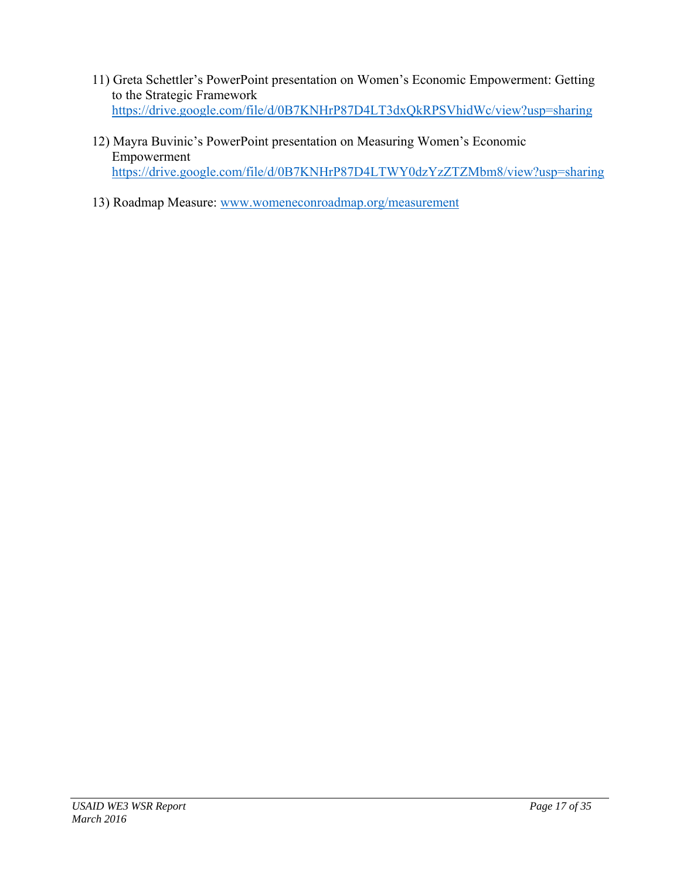11) Greta Schettler's PowerPoint presentation on Women's Economic Empowerment: Getting to the Strategic Framework
https://drive.google.com/file/d/0B7KNHrP87D4LT3dxQkRPSVhidWc/view?usp=sharing

12) Mayra Buvinic's PowerPoint presentation on Measuring Women's Economic Empowerment
https://drive.google.com/file/d/0B7KNHrP87D4LTWY0dzYzZTZMbm8/view?usp=sharing

13) Roadmap Measure: www.womeneconroadmap.org/measurement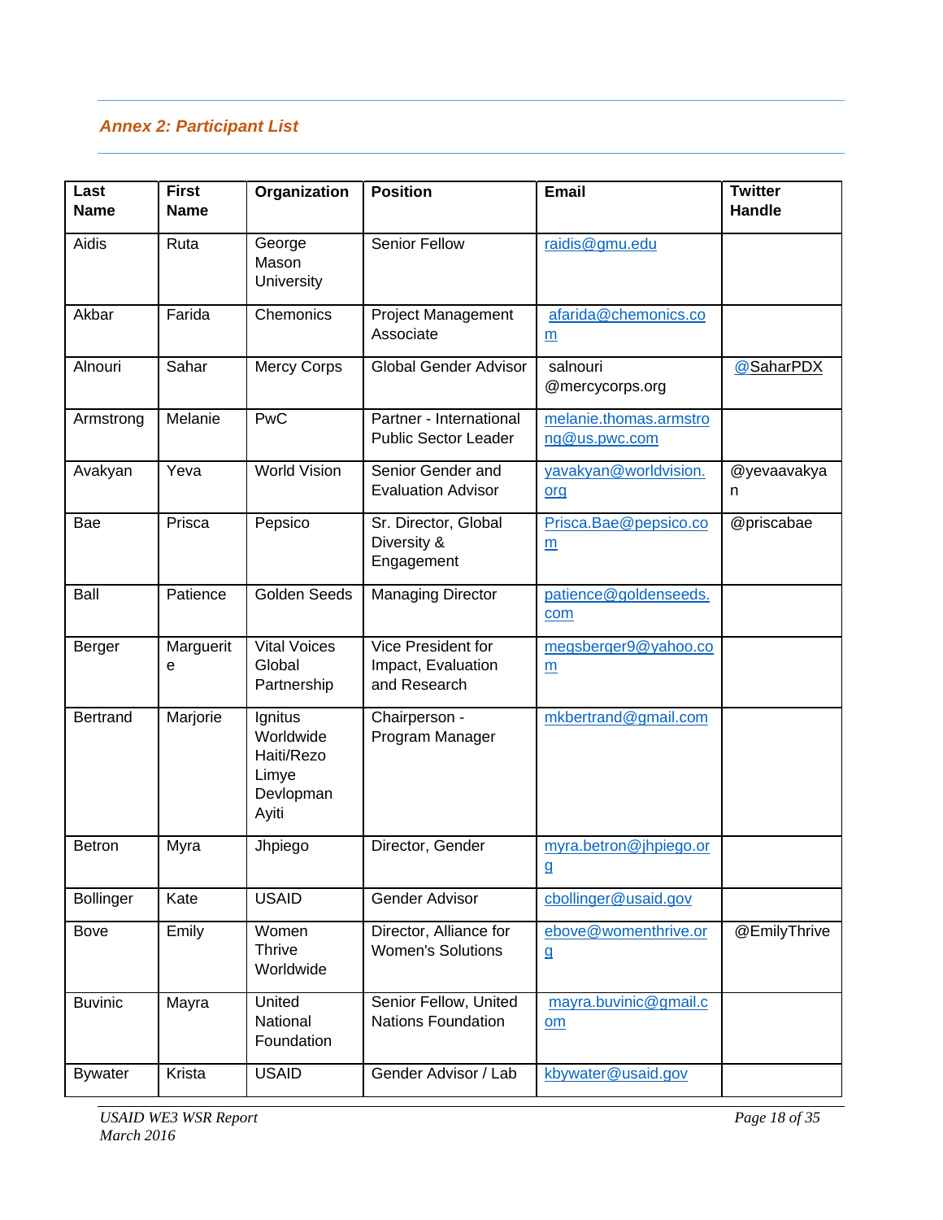### *Annex 2: Participant List*

| Last Name | First Name | Organization | Position | Email | Twitter Handle |
|---|---|---|---|---|---|
| Aidis | Ruta | George Mason University | Senior Fellow | raidis@gmu.edu | |
| Akbar | Farida | Chemonics | Project Management Associate | afarida@chemonics.com | |
| Alnouri | Sahar | Mercy Corps | Global Gender Advisor | salnouri @mercycorps.org | @SaharPDX |
| Armstrong | Melanie | PwC | Partner - International Public Sector Leader | melanie.thomas.armstrong@us.pwc.com | |
| Avakyan | Yeva | World Vision | Senior Gender and Evaluation Advisor | yavakyan@worldvision.org | @yevaavakyan |
| Bae | Prisca | Pepsico | Sr. Director, Global Diversity & Engagement | Prisca.Bae@pepsico.com | @priscabae |
| Ball | Patience | Golden Seeds | Managing Director | patience@goldenseeds.com | |
| Berger | Marguerite | Vital Voices Global Partnership | Vice President for Impact, Evaluation and Research | megsberger9@yahoo.com | |
| Bertrand | Marjorie | Ignitus Worldwide Haiti/Rezo Limye Devlopman Ayiti | Chairperson - Program Manager | mkbertrand@gmail.com | |
| Betron | Myra | Jhpiego | Director, Gender | myra.betron@jhpiego.org | |
| Bollinger | Kate | USAID | Gender Advisor | cbollinger@usaid.gov | |
| Bove | Emily | Women Thrive Worldwide | Director, Alliance for Women's Solutions | ebove@womenthrive.org | @EmilyThrive |
| Buvinic | Mayra | United National Foundation | Senior Fellow, United Nations Foundation | mayra.buvinic@gmail.com | |
| Bywater | Krista | USAID | Gender Advisor / Lab | kbywater@usaid.gov | |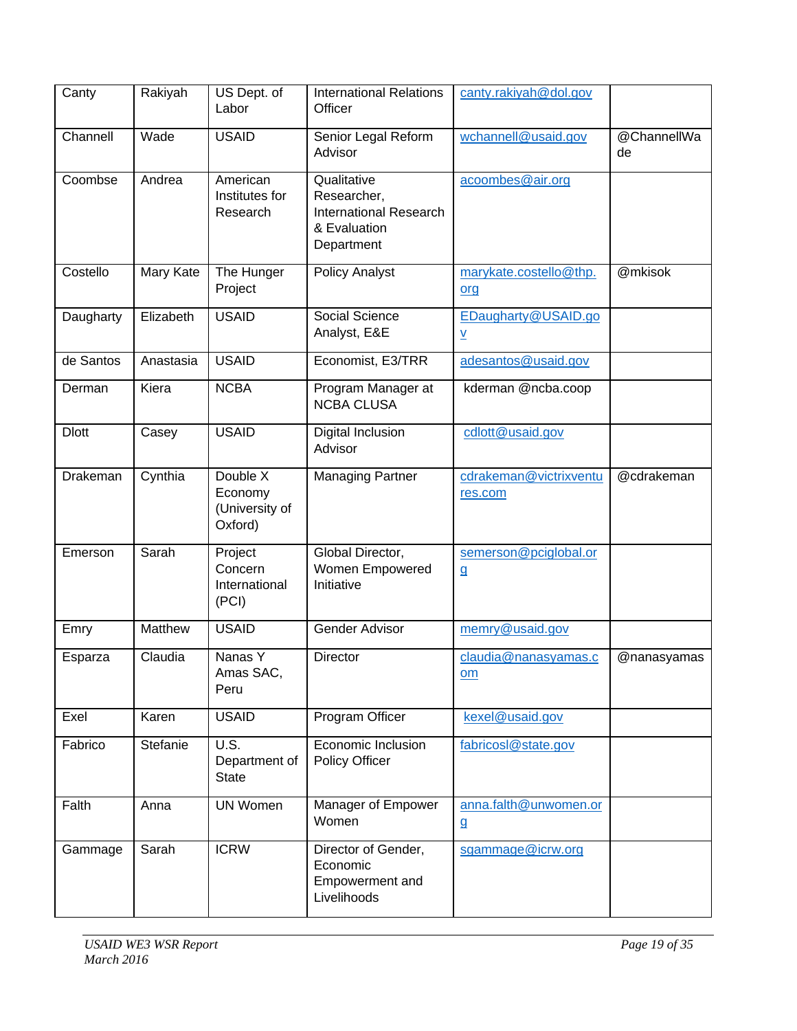| Canty | Rakiyah | US Dept. of Labor | International Relations Officer | canty.rakiyah@dol.gov | |
|---|---|---|---|---|---|
| Channell | Wade | USAID | Senior Legal Reform Advisor | wchannell@usaid.gov | @ChannellWade |
| Coombse | Andrea | American Institutes for Research | Qualitative Researcher, International Research & Evaluation Department | acoombes@air.org | |
| Costello | Mary Kate | The Hunger Project | Policy Analyst | marykate.costello@thp.org | @mkisok |
| Daugharty | Elizabeth | USAID | Social Science Analyst, E&E | EDaugharty@USAID.gov | |
| de Santos | Anastasia | USAID | Economist, E3/TRR | adesantos@usaid.gov | |
| Derman | Kiera | NCBA | Program Manager at NCBA CLUSA | kderman @ncba.coop | |
| Dlott | Casey | USAID | Digital Inclusion Advisor | cdlott@usaid.gov | |
| Drakeman | Cynthia | Double X Economy (University of Oxford) | Managing Partner | cdrakeman@victrixventures.com | @cdrakeman |
| Emerson | Sarah | Project Concern International (PCI) | Global Director, Women Empowered Initiative | semerson@pciglobal.org | |
| Emry | Matthew | USAID | Gender Advisor | memry@usaid.gov | |
| Esparza | Claudia | Nanas Y Amas SAC, Peru | Director | claudia@nanasyamas.com | @nanasyamas |
| Exel | Karen | USAID | Program Officer | kexel@usaid.gov | |
| Fabrico | Stefanie | U.S. Department of State | Economic Inclusion Policy Officer | fabricosl@state.gov | |
| Falth | Anna | UN Women | Manager of Empower Women | anna.falth@unwomen.org | |
| Gammage | Sarah | ICRW | Director of Gender, Economic Empowerment and Livelihoods | sgammage@icrw.org | |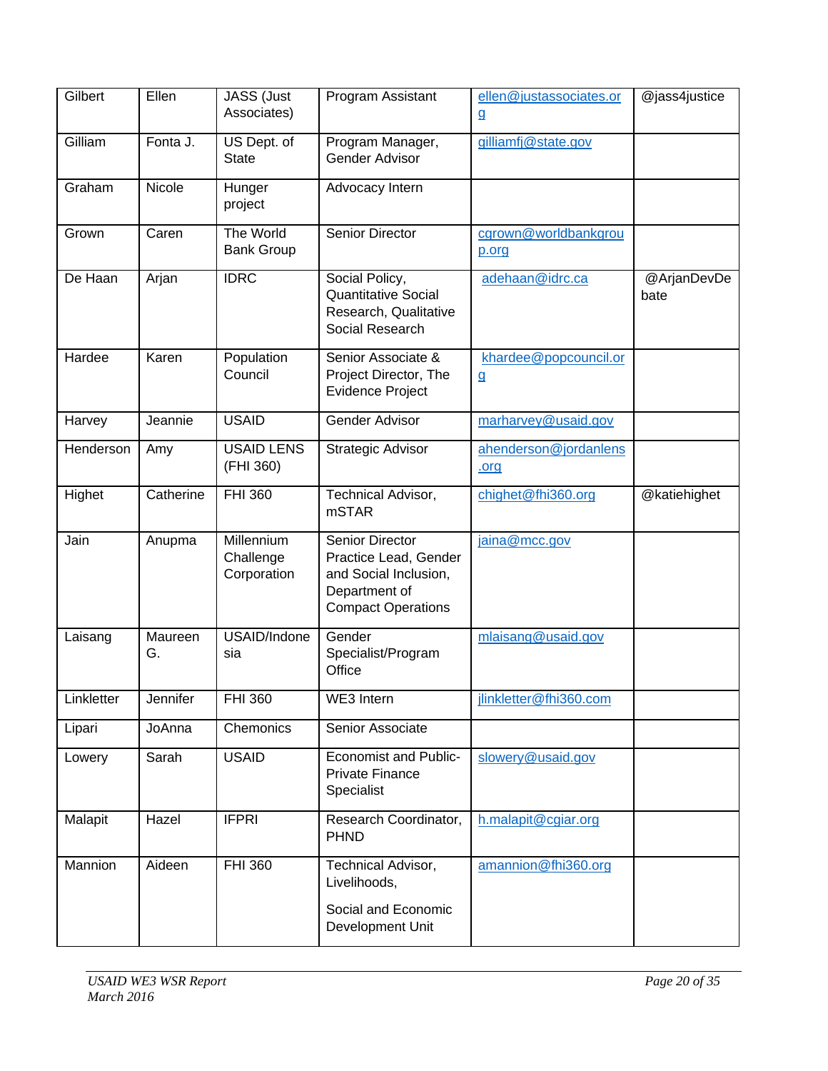| Gilbert | Ellen | JASS (Just Associates) | Program Assistant | ellen@justassociates.org | @jass4justice |
|---|---|---|---|---|---|
| Gilliam | Fonta J. | US Dept. of State | Program Manager, Gender Advisor | gilliamfj@state.gov | |
| Graham | Nicole | Hunger project | Advocacy Intern | | |
| Grown | Caren | The World Bank Group | Senior Director | cgrown@worldbankgroup.org | |
| De Haan | Arjan | IDRC | Social Policy, Quantitative Social Research, Qualitative Social Research | adehaan@idrc.ca | @ArjanDevDebate |
| Hardee | Karen | Population Council | Senior Associate & Project Director, The Evidence Project | khardee@popcouncil.org | |
| Harvey | Jeannie | USAID | Gender Advisor | marharvey@usaid.gov | |
| Henderson | Amy | USAID LENS (FHI 360) | Strategic Advisor | ahenderson@jordanlens.org | |
| Highet | Catherine | FHI 360 | Technical Advisor, mSTAR | chighet@fhi360.org | @katiehighet |
| Jain | Anupma | Millennium Challenge Corporation | Senior Director Practice Lead, Gender and Social Inclusion, Department of Compact Operations | jaina@mcc.gov | |
| Laisang | Maureen G. | USAID/Indonesia | Gender Specialist/Program Office | mlaisang@usaid.gov | |
| Linkletter | Jennifer | FHI 360 | WE3 Intern | jlinkletter@fhi360.com | |
| Lipari | JoAnna | Chemonics | Senior Associate | | |
| Lowery | Sarah | USAID | Economist and Public-Private Finance Specialist | slowery@usaid.gov | |
| Malapit | Hazel | IFPRI | Research Coordinator, PHND | h.malapit@cgiar.org | |
| Mannion | Aideen | FHI 360 | Technical Advisor, Livelihoods, Social and Economic Development Unit | amannion@fhi360.org | |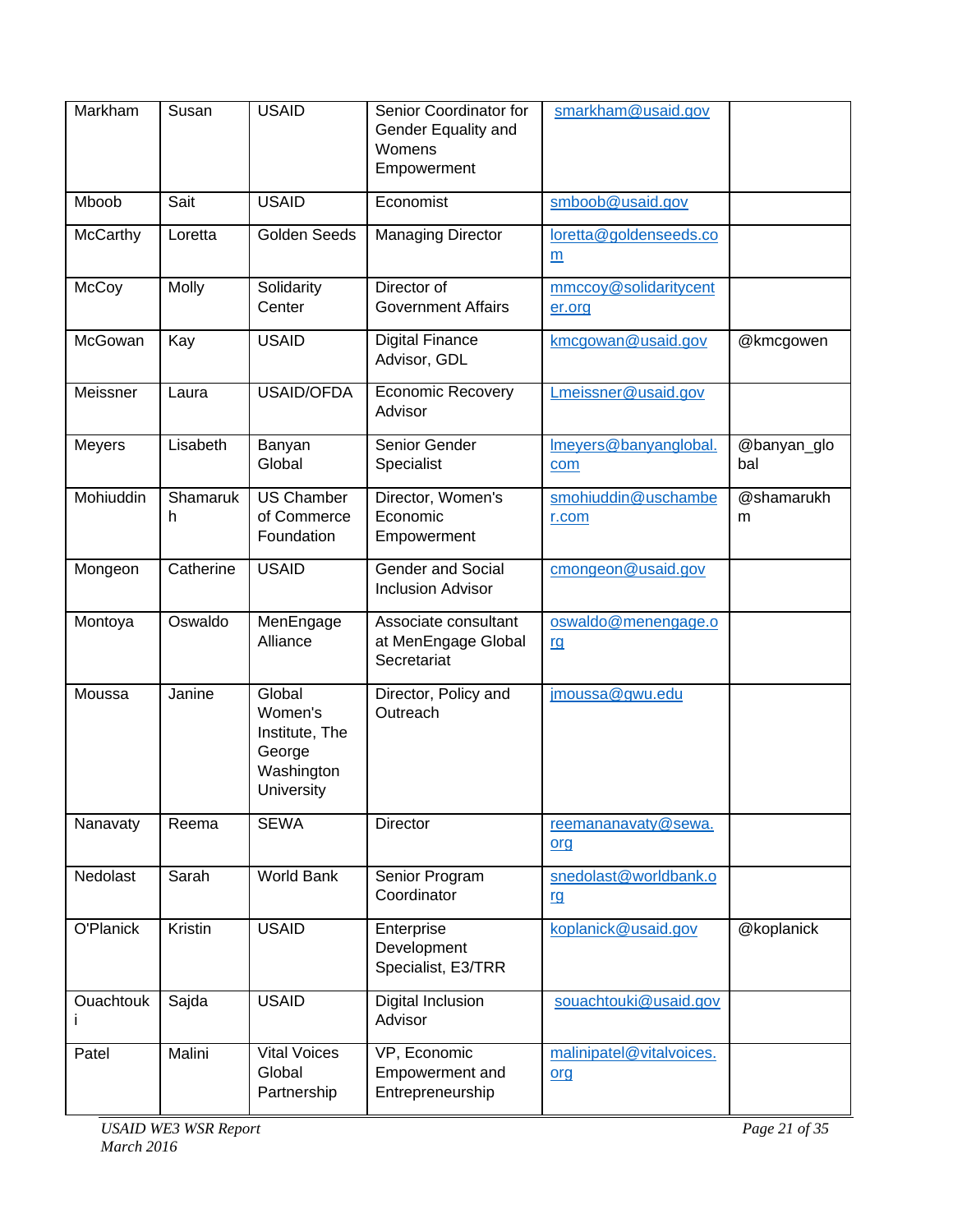| Markham | Susan | USAID | Senior Coordinator for Gender Equality and Womens Empowerment | smarkham@usaid.gov | |
|---|---|---|---|---|---|
| Mboob | Sait | USAID | Economist | smboob@usaid.gov | |
| McCarthy | Loretta | Golden Seeds | Managing Director | loretta@goldenseeds.com | |
| McCoy | Molly | Solidarity Center | Director of Government Affairs | mmccoy@solidaritycenter.org | |
| McGowan | Kay | USAID | Digital Finance Advisor, GDL | kmcgowan@usaid.gov | @kmcgowen |
| Meissner | Laura | USAID/OFDA | Economic Recovery Advisor | Lmeissner@usaid.gov | |
| Meyers | Lisabeth | Banyan Global | Senior Gender Specialist | lmeyers@banyanglobal.com | @banyan_global |
| Mohiuddin | Shamarukh | US Chamber of Commerce Foundation | Director, Women's Economic Empowerment | smohiuddin@uschamber.com | @shamarukhm |
| Mongeon | Catherine | USAID | Gender and Social Inclusion Advisor | cmongeon@usaid.gov | |
| Montoya | Oswaldo | MenEngage Alliance | Associate consultant at MenEngage Global Secretariat | oswaldo@menengage.org | |
| Moussa | Janine | Global Women's Institute, The George Washington University | Director, Policy and Outreach | jmoussa@gwu.edu | |
| Nanavaty | Reema | SEWA | Director | reemananavaty@sewa.org | |
| Nedolast | Sarah | World Bank | Senior Program Coordinator | snedolast@worldbank.org | |
| O'Planick | Kristin | USAID | Enterprise Development Specialist, E3/TRR | koplanick@usaid.gov | @koplanick |
| Ouachtouki | Sajda | USAID | Digital Inclusion Advisor | souachtouki@usaid.gov | |
| Patel | Malini | Vital Voices Global Partnership | VP, Economic Empowerment and Entrepreneurship | malinipatel@vitalvoices.org | |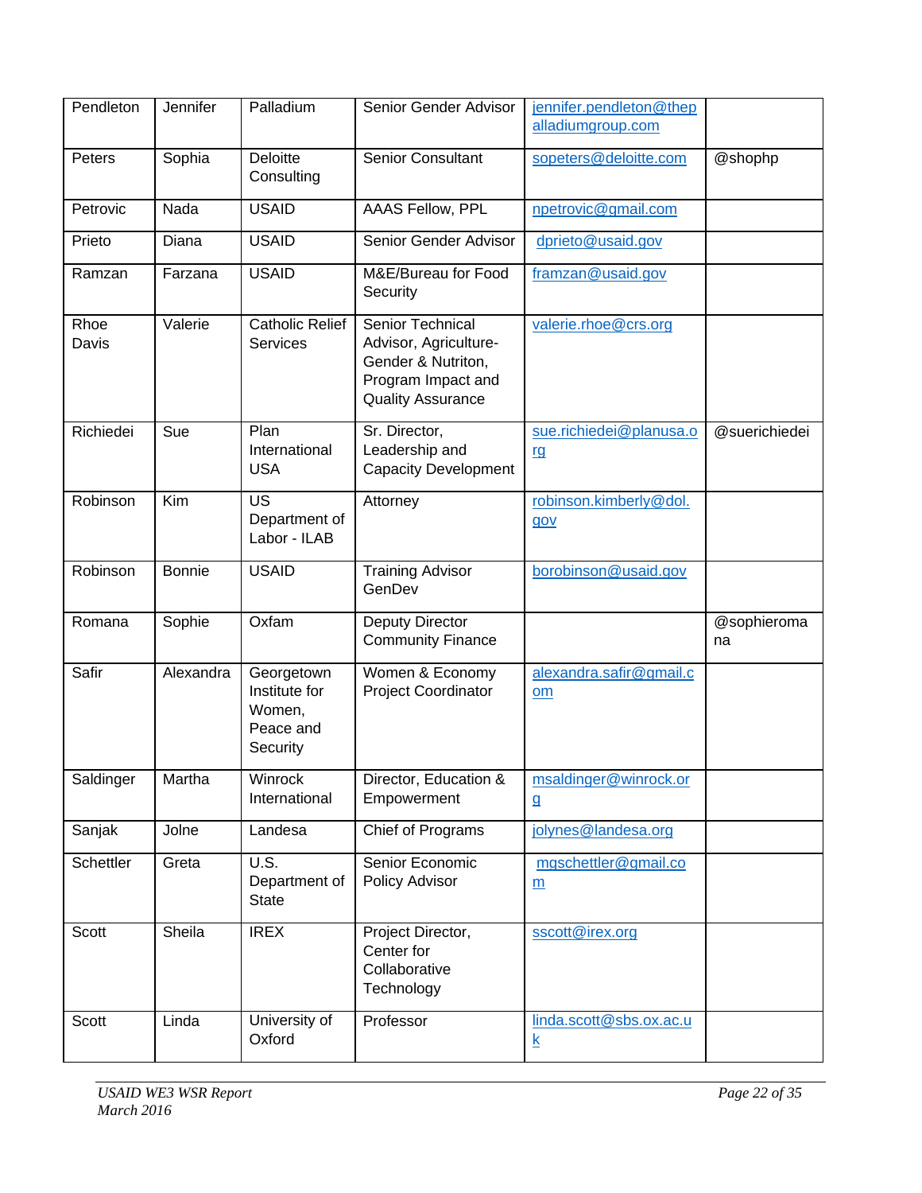| Pendleton | Jennifer | Palladium | Senior Gender Advisor | jennifer.pendleton@thepalladiumgroup.com | |
|---|---|---|---|---|---|
| Peters | Sophia | Deloitte Consulting | Senior Consultant | sopeters@deloitte.com | @shophp |
| Petrovic | Nada | USAID | AAAS Fellow, PPL | npetrovic@gmail.com | |
| Prieto | Diana | USAID | Senior Gender Advisor | dprieto@usaid.gov | |
| Ramzan | Farzana | USAID | M&E/Bureau for Food Security | framzan@usaid.gov | |
| Rhoe Davis | Valerie | Catholic Relief Services | Senior Technical Advisor, Agriculture-Gender & Nutriton, Program Impact and Quality Assurance | valerie.rhoe@crs.org | |
| Richiedei | Sue | Plan International USA | Sr. Director, Leadership and Capacity Development | sue.richiedei@planusa.org | @suerichiedei |
| Robinson | Kim | US Department of Labor - ILAB | Attorney | robinson.kimberly@dol.gov | |
| Robinson | Bonnie | USAID | Training Advisor GenDev | borobinson@usaid.gov | |
| Romana | Sophie | Oxfam | Deputy Director Community Finance | | @sophieromana |
| Safir | Alexandra | Georgetown Institute for Women, Peace and Security | Women & Economy Project Coordinator | alexandra.safir@gmail.com | |
| Saldinger | Martha | Winrock International | Director, Education & Empowerment | msaldinger@winrock.org | |
| Sanjak | Jolne | Landesa | Chief of Programs | jolynes@landesa.org | |
| Schettler | Greta | U.S. Department of State | Senior Economic Policy Advisor | mgschettler@gmail.com | |
| Scott | Sheila | IREX | Project Director, Center for Collaborative Technology | sscott@irex.org | |
| Scott | Linda | University of Oxford | Professor | linda.scott@sbs.ox.ac.uk | |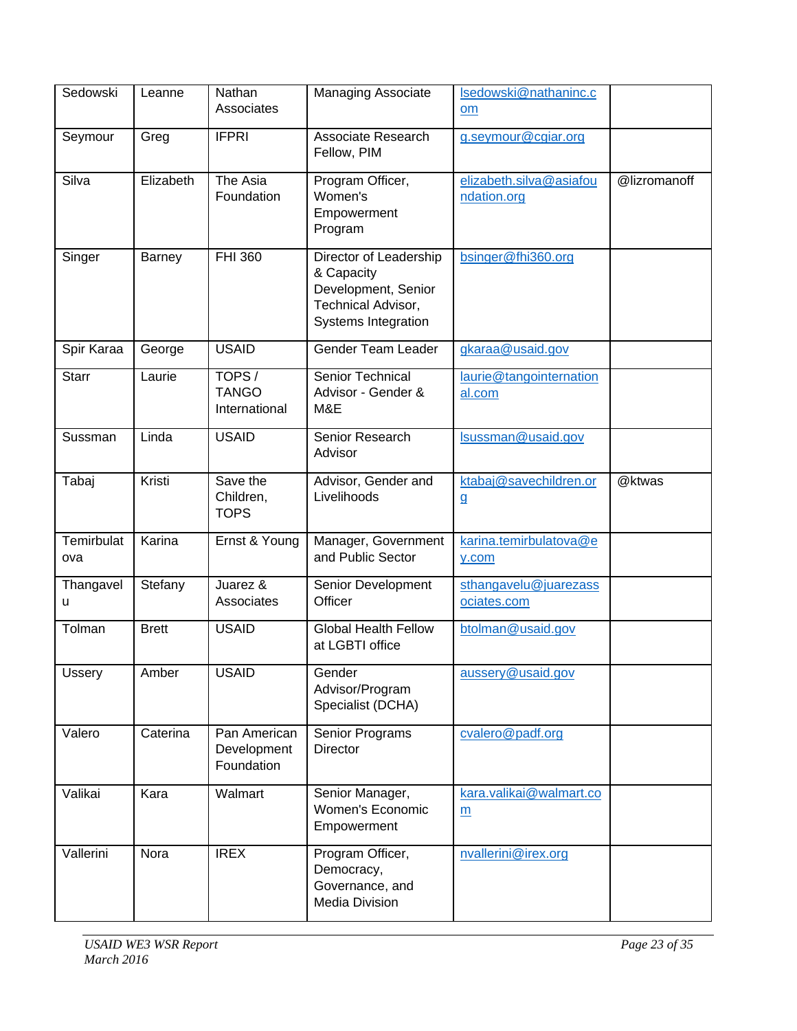| Sedowski | Leanne | Nathan Associates | Managing Associate | lsedowski@nathaninc.com | |
|---|---|---|---|---|---|
| Seymour | Greg | IFPRI | Associate Research Fellow, PIM | g.seymour@cgiar.org | |
| Silva | Elizabeth | The Asia Foundation | Program Officer, Women's Empowerment Program | elizabeth.silva@asiafoundation.org | @lizromanoff |
| Singer | Barney | FHI 360 | Director of Leadership & Capacity Development, Senior Technical Advisor, Systems Integration | bsinger@fhi360.org | |
| Spir Karaa | George | USAID | Gender Team Leader | gkaraa@usaid.gov | |
| Starr | Laurie | TOPS / TANGO International | Senior Technical Advisor - Gender & M&E | laurie@tangointernational.com | |
| Sussman | Linda | USAID | Senior Research Advisor | lsussman@usaid.gov | |
| Tabaj | Kristi | Save the Children, TOPS | Advisor, Gender and Livelihoods | ktabaj@savechildren.org | @ktwas |
| Temirbulatova | Karina | Ernst & Young | Manager, Government and Public Sector | karina.temirbulatova@ey.com | |
| Thangavelu | Stefany | Juarez & Associates | Senior Development Officer | sthangavelu@juarezassociates.com | |
| Tolman | Brett | USAID | Global Health Fellow at LGBTI office | btolman@usaid.gov | |
| Ussery | Amber | USAID | Gender Advisor/Program Specialist (DCHA) | aussery@usaid.gov | |
| Valero | Caterina | Pan American Development Foundation | Senior Programs Director | cvalero@padf.org | |
| Valikai | Kara | Walmart | Senior Manager, Women's Economic Empowerment | kara.valikai@walmart.com | |
| Vallerini | Nora | IREX | Program Officer, Democracy, Governance, and Media Division | nvallerini@irex.org | |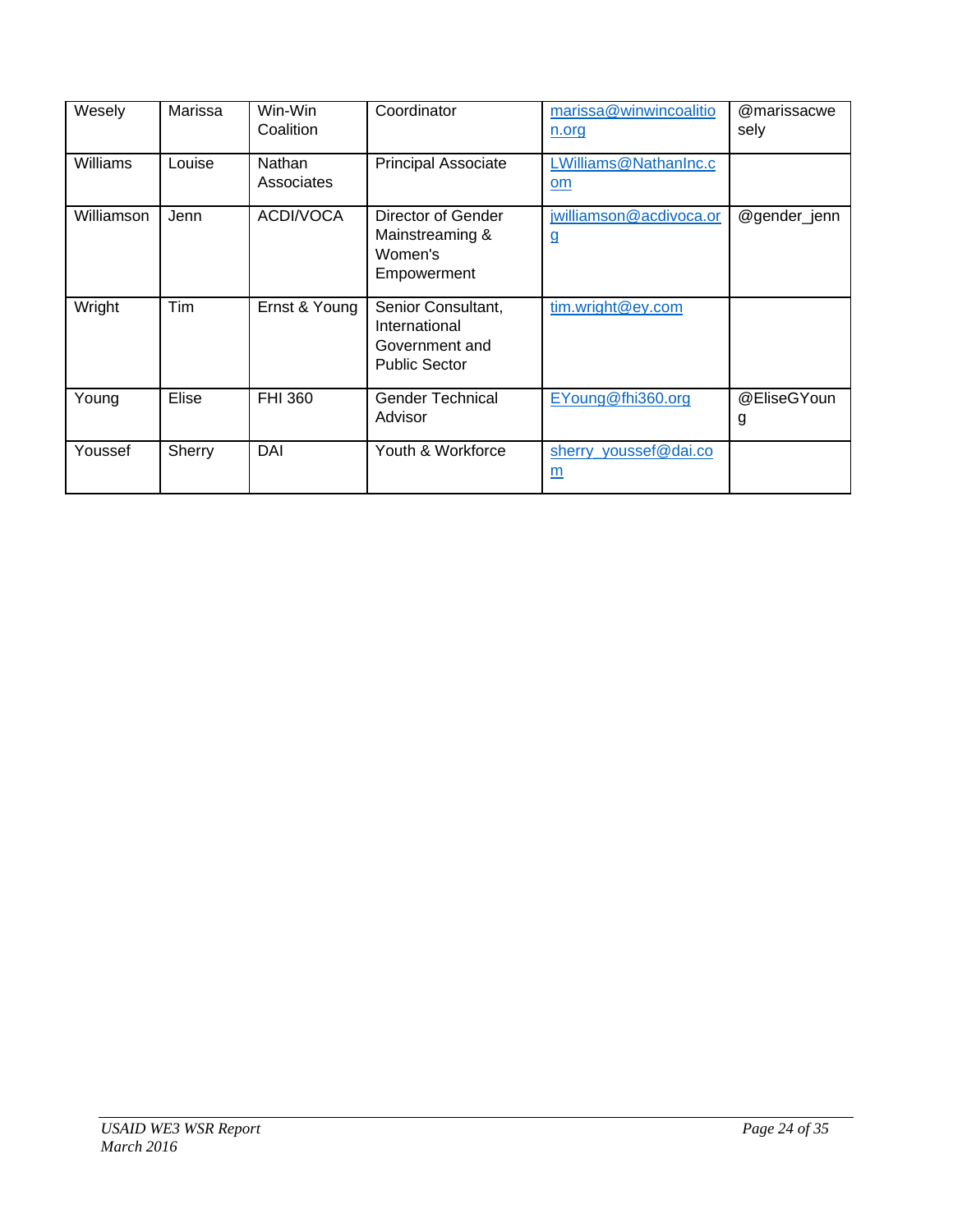| Wesely | Marissa | Win-Win Coalition | Coordinator | marissa@winwincoalition.org | @marissacwesely |
|---|---|---|---|---|---|
| Williams | Louise | Nathan Associates | Principal Associate | LWilliams@NathanInc.com | |
| Williamson | Jenn | ACDI/VOCA | Director of Gender Mainstreaming & Women's Empowerment | jwilliamson@acdivoca.org | @gender_jenn |
| Wright | Tim | Ernst & Young | Senior Consultant, International Government and Public Sector | tim.wright@ey.com | |
| Young | Elise | FHI 360 | Gender Technical Advisor | EYoung@fhi360.org | @EliseGYoung |
| Youssef | Sherry | DAI | Youth & Workforce | sherry_youssef@dai.com | |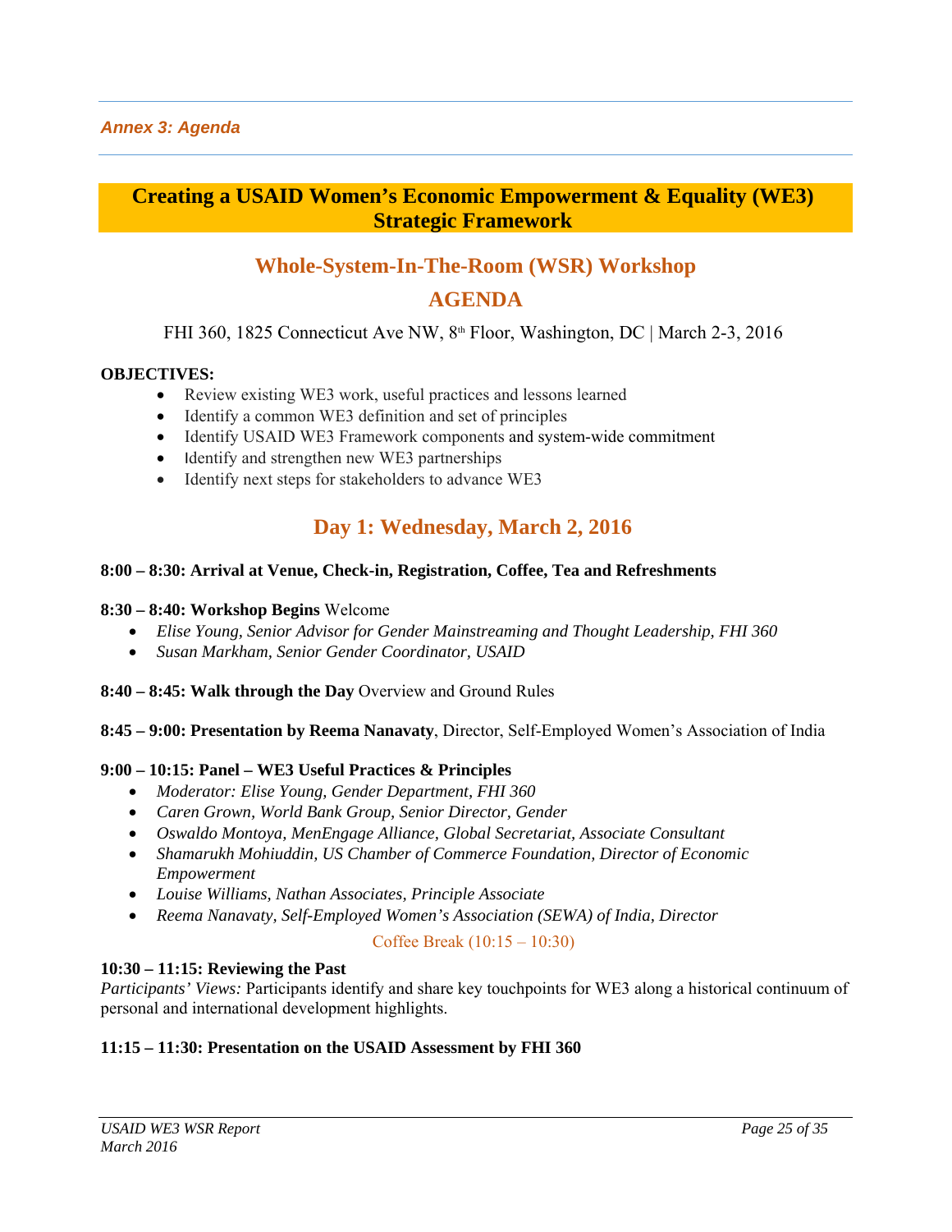*Annex 3: Agenda*

# Creating a USAID Women's Economic Empowerment & Equality (WE3) Strategic Framework

## Whole-System-In-The-Room (WSR) Workshop

## AGENDA

FHI 360, 1825 Connecticut Ave NW, 8th Floor, Washington, DC | March 2-3, 2016

**OBJECTIVES:**

- Review existing WE3 work, useful practices and lessons learned
- Identify a common WE3 definition and set of principles
- Identify USAID WE3 Framework components and system-wide commitment
- Identify and strengthen new WE3 partnerships
- Identify next steps for stakeholders to advance WE3

## Day 1: Wednesday, March 2, 2016

**8:00 – 8:30: Arrival at Venue, Check-in, Registration, Coffee, Tea and Refreshments**

**8:30 – 8:40: Workshop Begins** Welcome

- *Elise Young, Senior Advisor for Gender Mainstreaming and Thought Leadership, FHI 360*
- *Susan Markham, Senior Gender Coordinator, USAID*

**8:40 – 8:45: Walk through the Day** Overview and Ground Rules

**8:45 – 9:00: Presentation by Reema Nanavaty**, Director, Self-Employed Women's Association of India

**9:00 – 10:15: Panel – WE3 Useful Practices & Principles**

- *Moderator: Elise Young, Gender Department, FHI 360*
- *Caren Grown, World Bank Group, Senior Director, Gender*
- *Oswaldo Montoya, MenEngage Alliance, Global Secretariat, Associate Consultant*
- *Shamarukh Mohiuddin, US Chamber of Commerce Foundation, Director of Economic Empowerment*
- *Louise Williams, Nathan Associates, Principle Associate*
- *Reema Nanavaty, Self-Employed Women's Association (SEWA) of India, Director*

Coffee Break (10:15 – 10:30)

**10:30 – 11:15: Reviewing the Past**

*Participants' Views:* Participants identify and share key touchpoints for WE3 along a historical continuum of personal and international development highlights.

**11:15 – 11:30: Presentation on the USAID Assessment by FHI 360**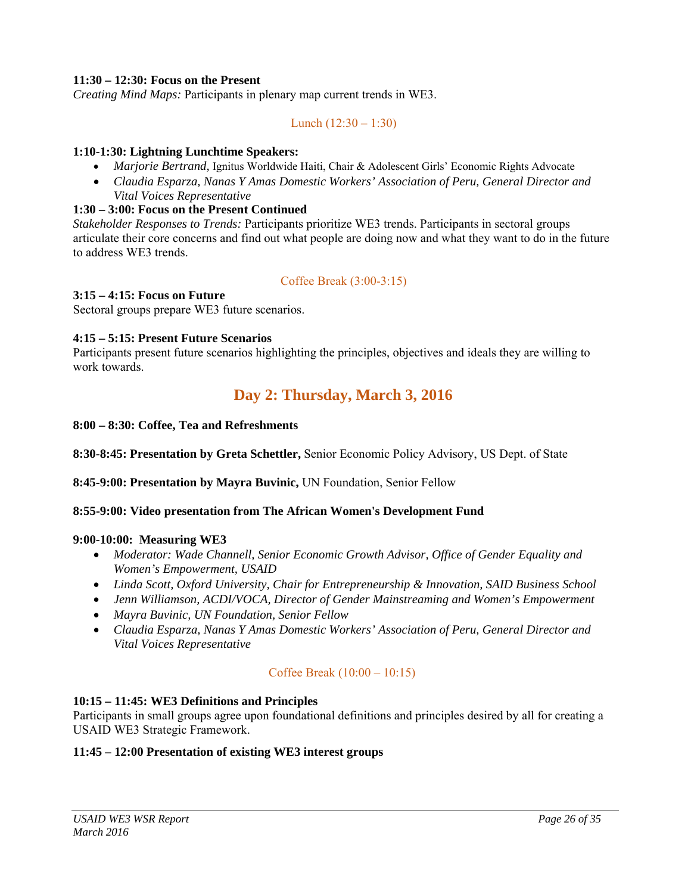**11:30 – 12:30: Focus on the Present**
*Creating Mind Maps:* Participants in plenary map current trends in WE3.

Lunch (12:30 – 1:30)

**1:10-1:30: Lightning Lunchtime Speakers:**

- *Marjorie Bertrand,* Ignitus Worldwide Haiti, Chair & Adolescent Girls' Economic Rights Advocate
- *Claudia Esparza, Nanas Y Amas Domestic Workers' Association of Peru, General Director and Vital Voices Representative*

**1:30 – 3:00: Focus on the Present Continued**
*Stakeholder Responses to Trends:* Participants prioritize WE3 trends. Participants in sectoral groups articulate their core concerns and find out what people are doing now and what they want to do in the future to address WE3 trends.

Coffee Break (3:00-3:15)

**3:15 – 4:15: Focus on Future**
Sectoral groups prepare WE3 future scenarios.

**4:15 – 5:15: Present Future Scenarios**
Participants present future scenarios highlighting the principles, objectives and ideals they are willing to work towards.

## Day 2: Thursday, March 3, 2016

**8:00 – 8:30: Coffee, Tea and Refreshments**

**8:30-8:45: Presentation by Greta Schettler,** Senior Economic Policy Advisory, US Dept. of State

**8:45-9:00: Presentation by Mayra Buvinic,** UN Foundation, Senior Fellow

**8:55-9:00: Video presentation from The African Women's Development Fund**

**9:00-10:00: Measuring WE3**

- *Moderator: Wade Channell, Senior Economic Growth Advisor, Office of Gender Equality and Women's Empowerment, USAID*
- *Linda Scott, Oxford University, Chair for Entrepreneurship & Innovation, SAID Business School*
- *Jenn Williamson, ACDI/VOCA, Director of Gender Mainstreaming and Women's Empowerment*
- *Mayra Buvinic, UN Foundation, Senior Fellow*
- *Claudia Esparza, Nanas Y Amas Domestic Workers' Association of Peru, General Director and Vital Voices Representative*

Coffee Break (10:00 – 10:15)

**10:15 – 11:45: WE3 Definitions and Principles**
Participants in small groups agree upon foundational definitions and principles desired by all for creating a USAID WE3 Strategic Framework.

**11:45 – 12:00 Presentation of existing WE3 interest groups**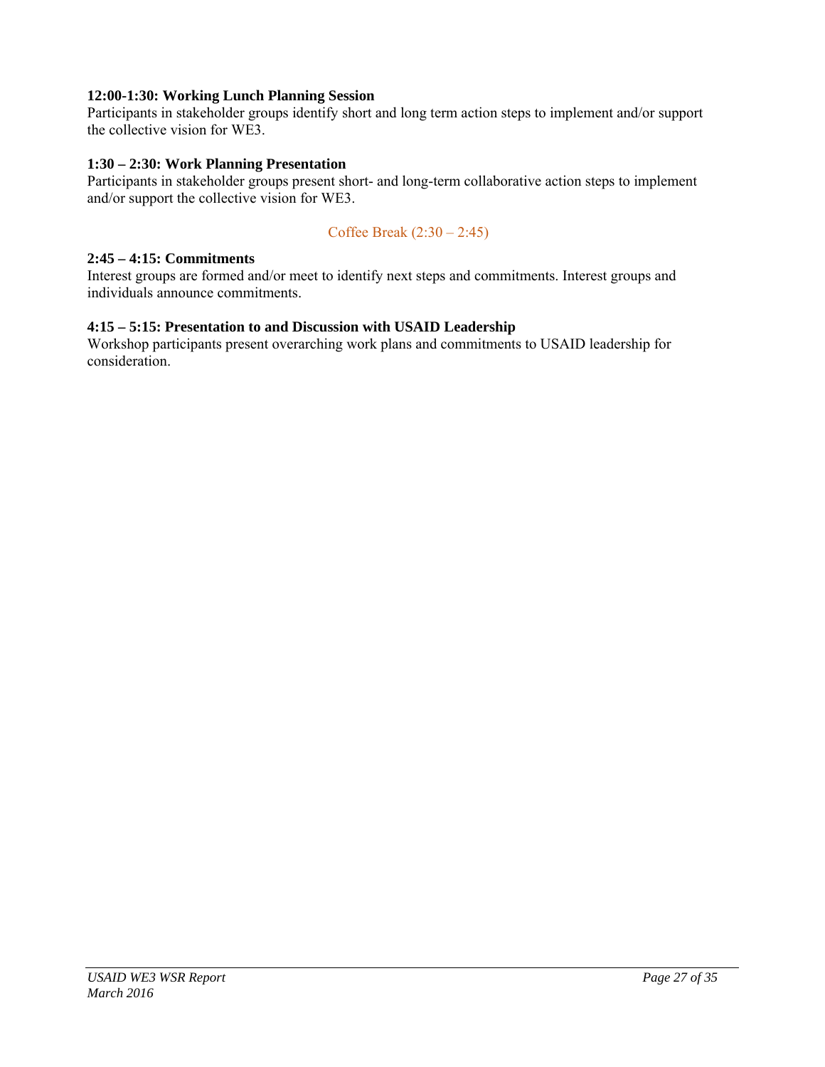**12:00-1:30: Working Lunch Planning Session**
Participants in stakeholder groups identify short and long term action steps to implement and/or support the collective vision for WE3.

**1:30 – 2:30: Work Planning Presentation**
Participants in stakeholder groups present short- and long-term collaborative action steps to implement and/or support the collective vision for WE3.

Coffee Break (2:30 – 2:45)

**2:45 – 4:15: Commitments**
Interest groups are formed and/or meet to identify next steps and commitments. Interest groups and individuals announce commitments.

**4:15 – 5:15: Presentation to and Discussion with USAID Leadership**
Workshop participants present overarching work plans and commitments to USAID leadership for consideration.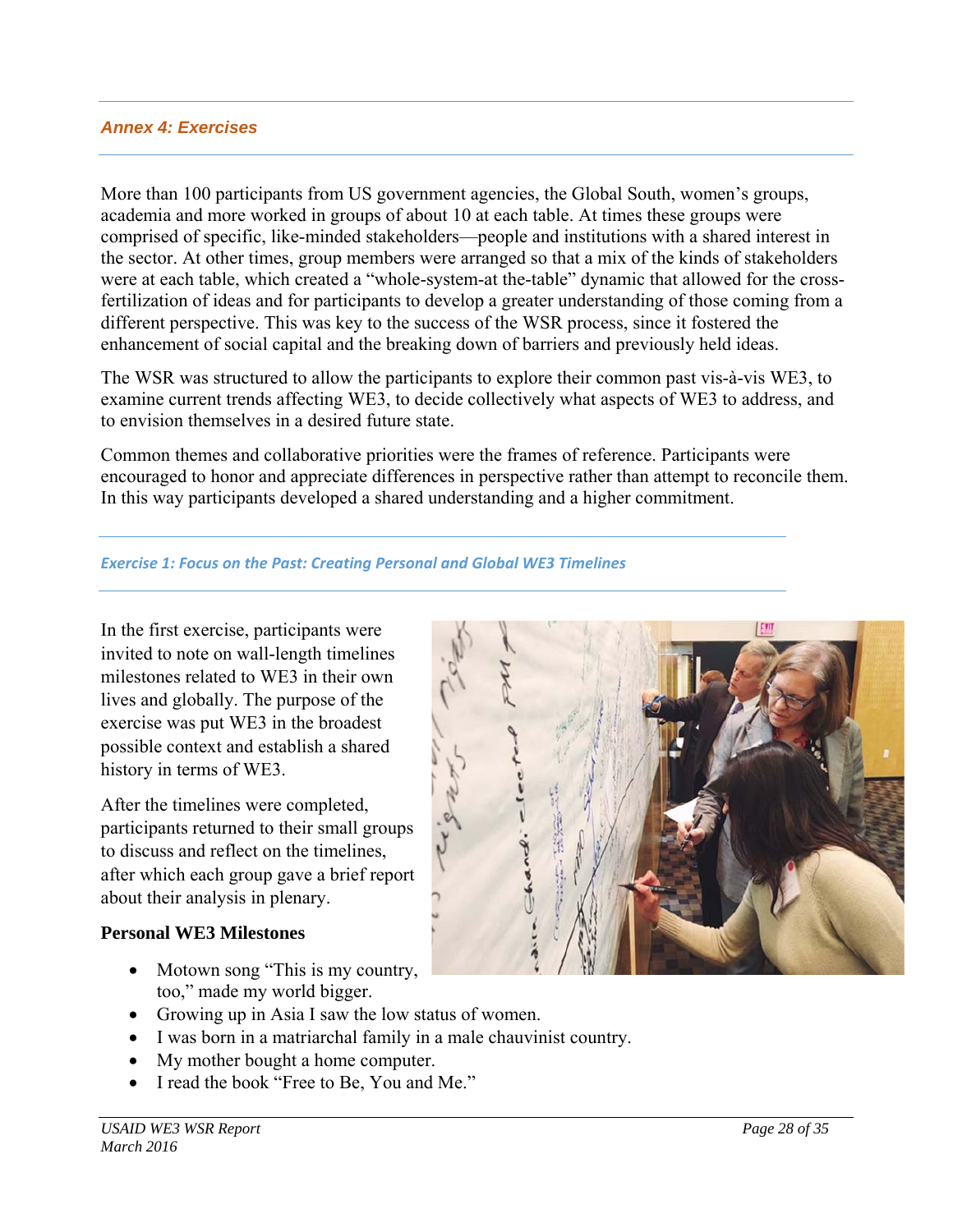## *Annex 4: Exercises*

More than 100 participants from US government agencies, the Global South, women's groups, academia and more worked in groups of about 10 at each table. At times these groups were comprised of specific, like-minded stakeholders—people and institutions with a shared interest in the sector. At other times, group members were arranged so that a mix of the kinds of stakeholders were at each table, which created a "whole-system-at the-table" dynamic that allowed for the cross-fertilization of ideas and for participants to develop a greater understanding of those coming from a different perspective. This was key to the success of the WSR process, since it fostered the enhancement of social capital and the breaking down of barriers and previously held ideas.

The WSR was structured to allow the participants to explore their common past vis-à-vis WE3, to examine current trends affecting WE3, to decide collectively what aspects of WE3 to address, and to envision themselves in a desired future state.

Common themes and collaborative priorities were the frames of reference. Participants were encouraged to honor and appreciate differences in perspective rather than attempt to reconcile them. In this way participants developed a shared understanding and a higher commitment.

### *Exercise 1: Focus on the Past: Creating Personal and Global WE3 Timelines*

In the first exercise, participants were invited to note on wall-length timelines milestones related to WE3 in their own lives and globally. The purpose of the exercise was put WE3 in the broadest possible context and establish a shared history in terms of WE3.

After the timelines were completed, participants returned to their small groups to discuss and reflect on the timelines, after which each group gave a brief report about their analysis in plenary.

**Personal WE3 Milestones**

- Motown song "This is my country, too," made my world bigger.
- Growing up in Asia I saw the low status of women.
- I was born in a matriarchal family in a male chauvinist country.
- My mother bought a home computer.
- I read the book "Free to Be, You and Me."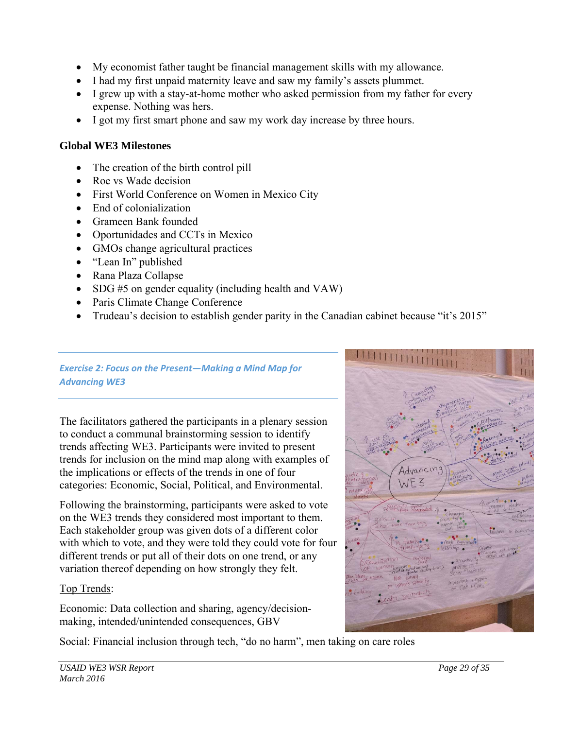- My economist father taught be financial management skills with my allowance.
- I had my first unpaid maternity leave and saw my family's assets plummet.
- I grew up with a stay-at-home mother who asked permission from my father for every expense. Nothing was hers.
- I got my first smart phone and saw my work day increase by three hours.

### Global WE3 Milestones

- The creation of the birth control pill
- Roe vs Wade decision
- First World Conference on Women in Mexico City
- End of colonialization
- Grameen Bank founded
- Oportunidades and CCTs in Mexico
- GMOs change agricultural practices
- "Lean In" published
- Rana Plaza Collapse
- SDG #5 on gender equality (including health and VAW)
- Paris Climate Change Conference
- Trudeau's decision to establish gender parity in the Canadian cabinet because "it's 2015"

### *Exercise 2: Focus on the Present—Making a Mind Map for Advancing WE3*

The facilitators gathered the participants in a plenary session to conduct a communal brainstorming session to identify trends affecting WE3. Participants were invited to present trends for inclusion on the mind map along with examples of the implications or effects of the trends in one of four categories: Economic, Social, Political, and Environmental.

Following the brainstorming, participants were asked to vote on the WE3 trends they considered most important to them. Each stakeholder group was given dots of a different color with which to vote, and they were told they could vote for four different trends or put all of their dots on one trend, or any variation thereof depending on how strongly they felt.

<u>Top Trends</u>:

Economic: Data collection and sharing, agency/decision-making, intended/unintended consequences, GBV

Social: Financial inclusion through tech, "do no harm", men taking on care roles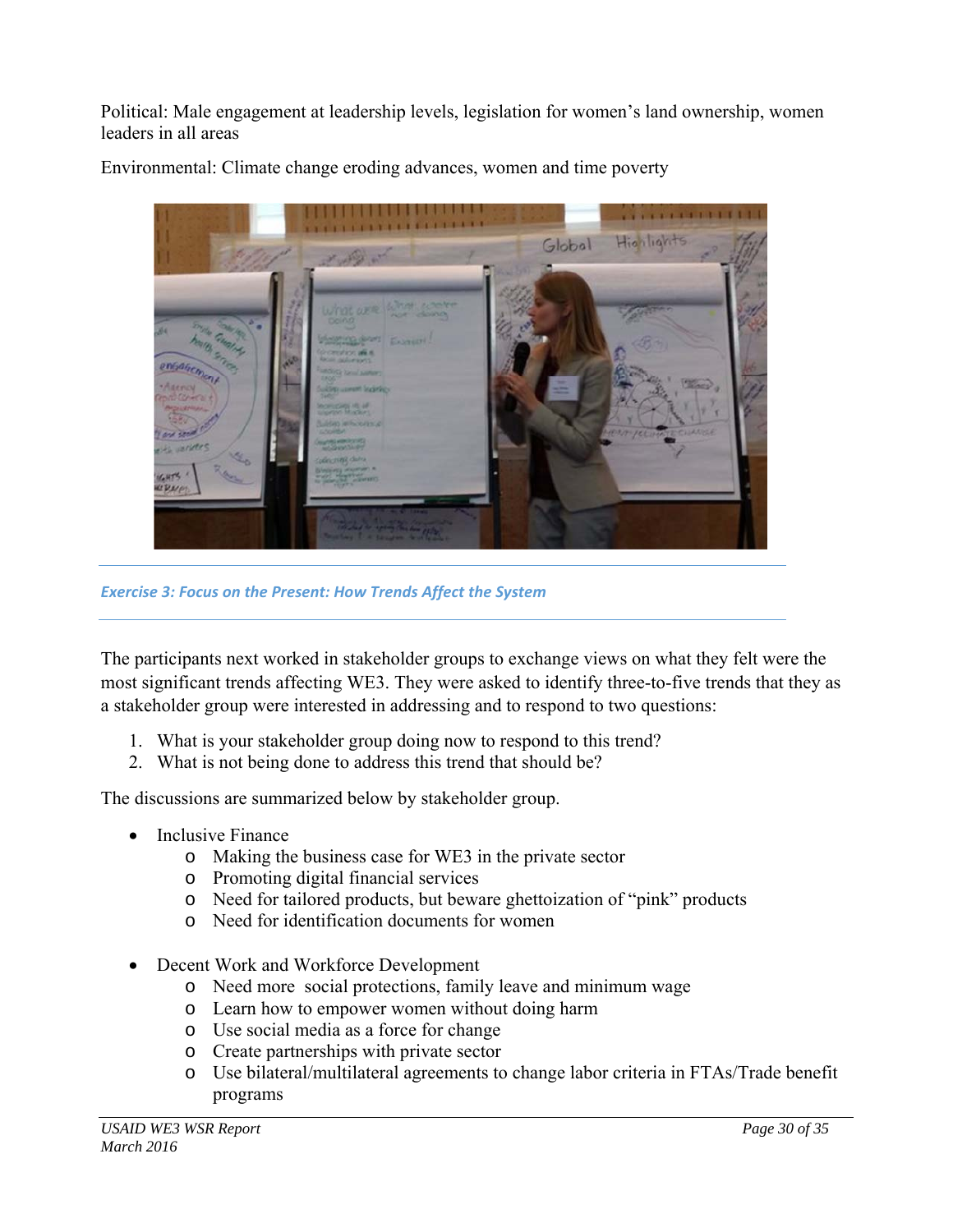Political: Male engagement at leadership levels, legislation for women's land ownership, women leaders in all areas

Environmental: Climate change eroding advances, women and time poverty

## *Exercise 3: Focus on the Present: How Trends Affect the System*

The participants next worked in stakeholder groups to exchange views on what they felt were the most significant trends affecting WE3. They were asked to identify three-to-five trends that they as a stakeholder group were interested in addressing and to respond to two questions:

1. What is your stakeholder group doing now to respond to this trend?
2. What is not being done to address this trend that should be?

The discussions are summarized below by stakeholder group.

- Inclusive Finance
  - Making the business case for WE3 in the private sector
  - Promoting digital financial services
  - Need for tailored products, but beware ghettoization of "pink" products
  - Need for identification documents for women

- Decent Work and Workforce Development
  - Need more social protections, family leave and minimum wage
  - Learn how to empower women without doing harm
  - Use social media as a force for change
  - Create partnerships with private sector
  - Use bilateral/multilateral agreements to change labor criteria in FTAs/Trade benefit programs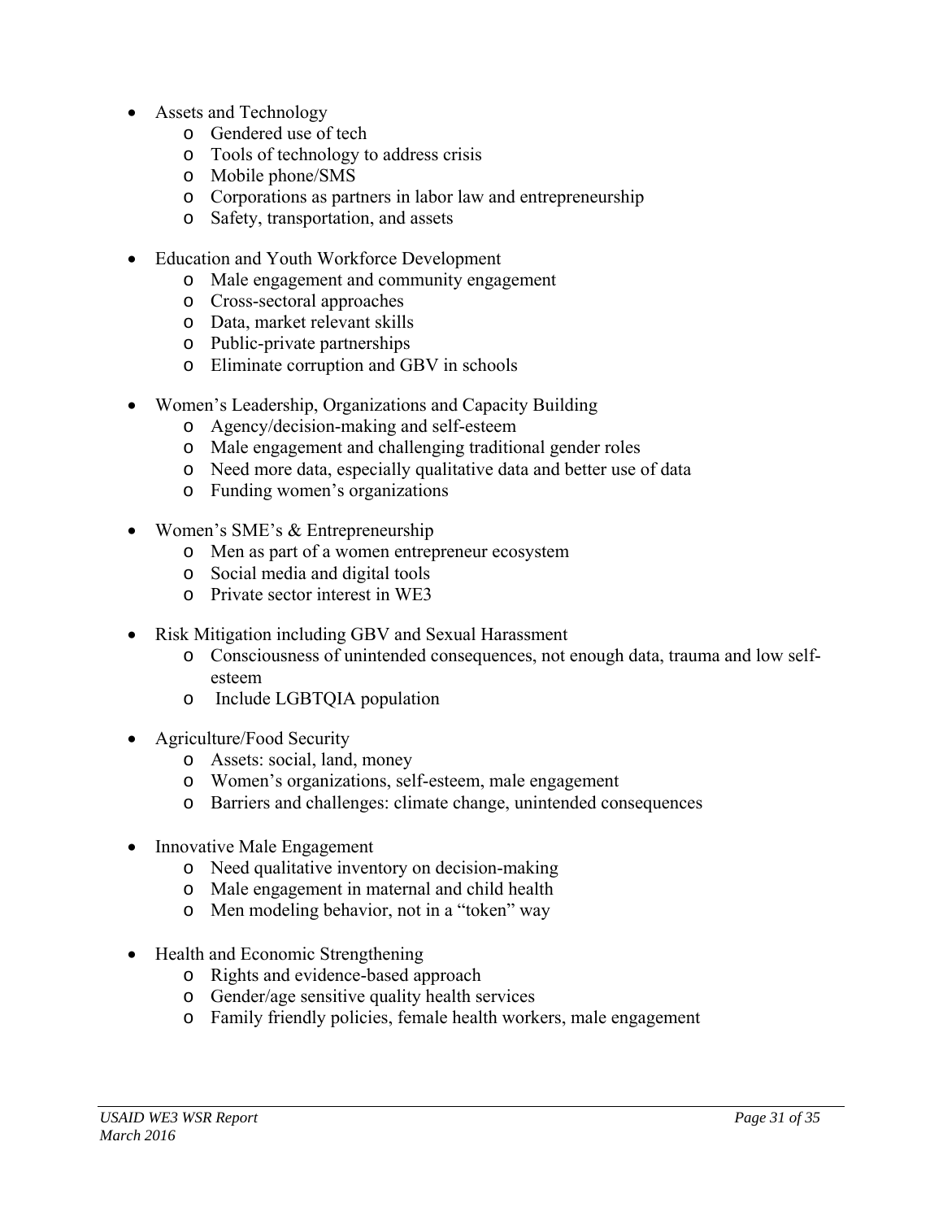- Assets and Technology
  - Gendered use of tech
  - Tools of technology to address crisis
  - Mobile phone/SMS
  - Corporations as partners in labor law and entrepreneurship
  - Safety, transportation, and assets

- Education and Youth Workforce Development
  - Male engagement and community engagement
  - Cross-sectoral approaches
  - Data, market relevant skills
  - Public-private partnerships
  - Eliminate corruption and GBV in schools

- Women's Leadership, Organizations and Capacity Building
  - Agency/decision-making and self-esteem
  - Male engagement and challenging traditional gender roles
  - Need more data, especially qualitative data and better use of data
  - Funding women's organizations

- Women's SME's & Entrepreneurship
  - Men as part of a women entrepreneur ecosystem
  - Social media and digital tools
  - Private sector interest in WE3

- Risk Mitigation including GBV and Sexual Harassment
  - Consciousness of unintended consequences, not enough data, trauma and low self-esteem
  - Include LGBTQIA population

- Agriculture/Food Security
  - Assets: social, land, money
  - Women's organizations, self-esteem, male engagement
  - Barriers and challenges: climate change, unintended consequences

- Innovative Male Engagement
  - Need qualitative inventory on decision-making
  - Male engagement in maternal and child health
  - Men modeling behavior, not in a "token" way

- Health and Economic Strengthening
  - Rights and evidence-based approach
  - Gender/age sensitive quality health services
  - Family friendly policies, female health workers, male engagement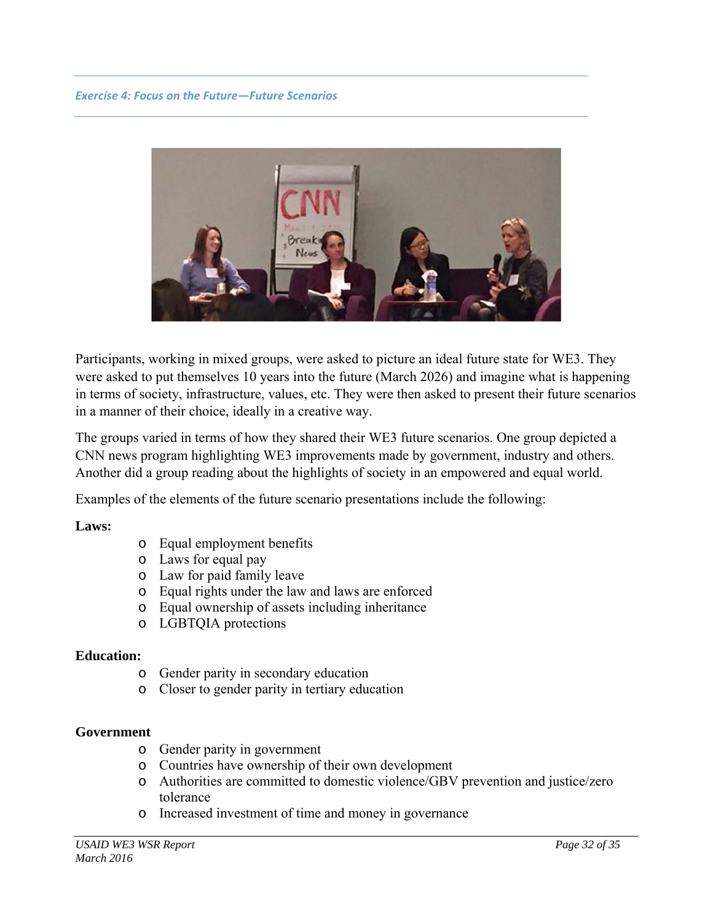### *Exercise 4: Focus on the Future—Future Scenarios*

Participants, working in mixed groups, were asked to picture an ideal future state for WE3. They were asked to put themselves 10 years into the future (March 2026) and imagine what is happening in terms of society, infrastructure, values, etc. They were then asked to present their future scenarios in a manner of their choice, ideally in a creative way.

The groups varied in terms of how they shared their WE3 future scenarios. One group depicted a CNN news program highlighting WE3 improvements made by government, industry and others. Another did a group reading about the highlights of society in an empowered and equal world.

Examples of the elements of the future scenario presentations include the following:

**Laws:**

- Equal employment benefits
- Laws for equal pay
- Law for paid family leave
- Equal rights under the law and laws are enforced
- Equal ownership of assets including inheritance
- LGBTQIA protections

**Education:**

- Gender parity in secondary education
- Closer to gender parity in tertiary education

**Government**

- Gender parity in government
- Countries have ownership of their own development
- Authorities are committed to domestic violence/GBV prevention and justice/zero tolerance
- Increased investment of time and money in governance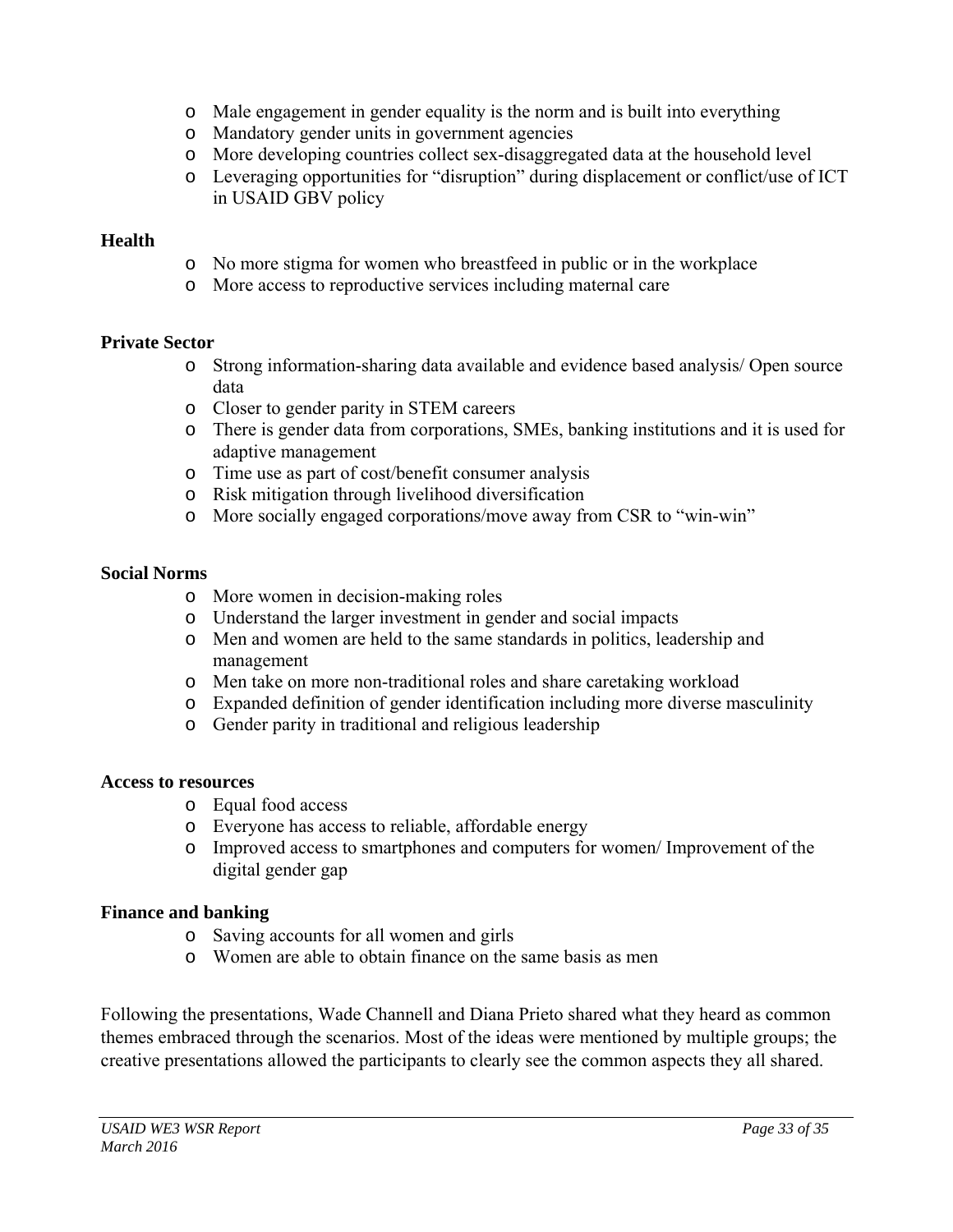- Male engagement in gender equality is the norm and is built into everything
- Mandatory gender units in government agencies
- More developing countries collect sex-disaggregated data at the household level
- Leveraging opportunities for "disruption" during displacement or conflict/use of ICT in USAID GBV policy

**Health**

- No more stigma for women who breastfeed in public or in the workplace
- More access to reproductive services including maternal care

**Private Sector**

- Strong information-sharing data available and evidence based analysis/ Open source data
- Closer to gender parity in STEM careers
- There is gender data from corporations, SMEs, banking institutions and it is used for adaptive management
- Time use as part of cost/benefit consumer analysis
- Risk mitigation through livelihood diversification
- More socially engaged corporations/move away from CSR to "win-win"

**Social Norms**

- More women in decision-making roles
- Understand the larger investment in gender and social impacts
- Men and women are held to the same standards in politics, leadership and management
- Men take on more non-traditional roles and share caretaking workload
- Expanded definition of gender identification including more diverse masculinity
- Gender parity in traditional and religious leadership

**Access to resources**

- Equal food access
- Everyone has access to reliable, affordable energy
- Improved access to smartphones and computers for women/ Improvement of the digital gender gap

**Finance and banking**

- Saving accounts for all women and girls
- Women are able to obtain finance on the same basis as men

Following the presentations, Wade Channell and Diana Prieto shared what they heard as common themes embraced through the scenarios. Most of the ideas were mentioned by multiple groups; the creative presentations allowed the participants to clearly see the common aspects they all shared.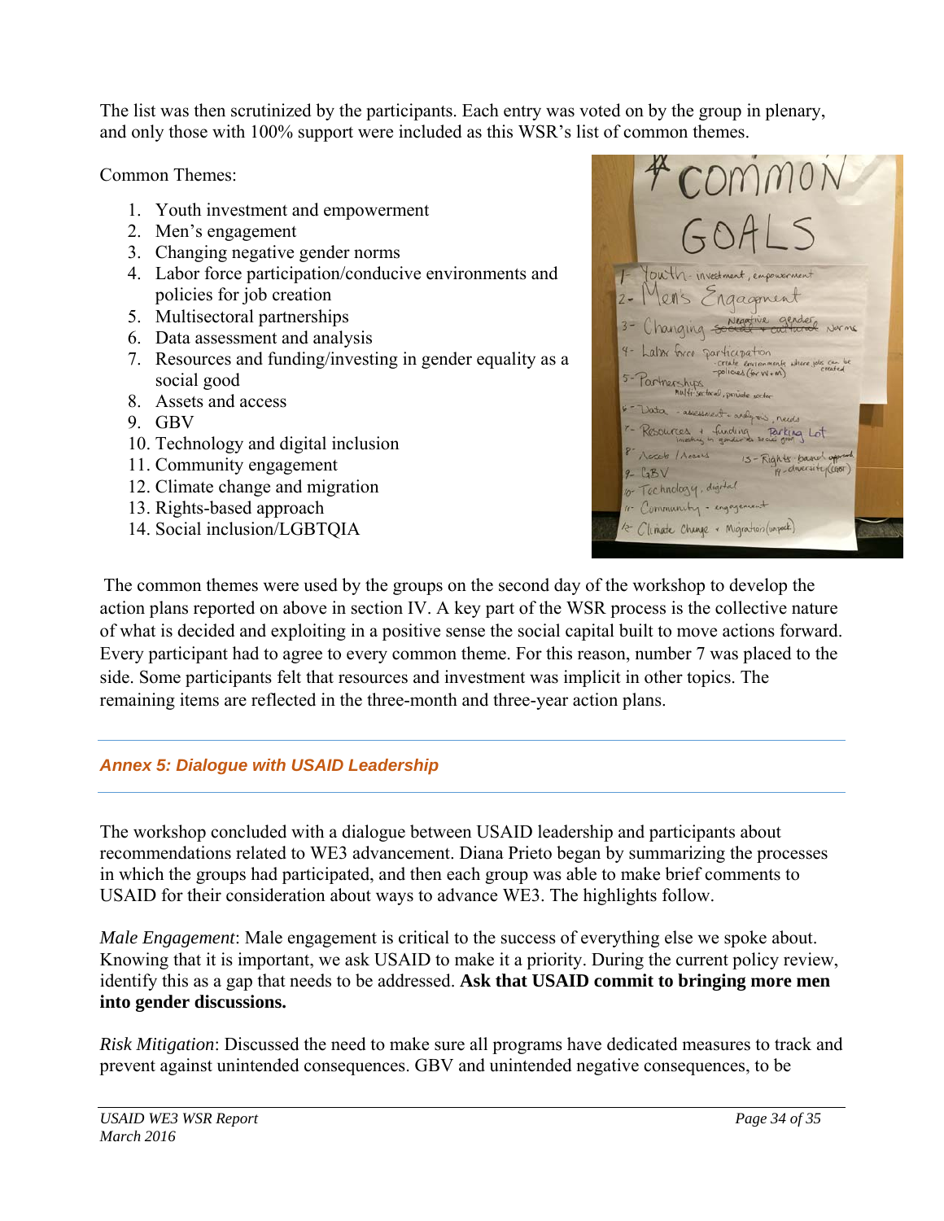The list was then scrutinized by the participants. Each entry was voted on by the group in plenary, and only those with 100% support were included as this WSR's list of common themes.

Common Themes:

1. Youth investment and empowerment
2. Men's engagement
3. Changing negative gender norms
4. Labor force participation/conducive environments and policies for job creation
5. Multisectoral partnerships
6. Data assessment and analysis
7. Resources and funding/investing in gender equality as a social good
8. Assets and access
9. GBV
10. Technology and digital inclusion
11. Community engagement
12. Climate change and migration
13. Rights-based approach
14. Social inclusion/LGBTQIA

The common themes were used by the groups on the second day of the workshop to develop the action plans reported on above in section IV. A key part of the WSR process is the collective nature of what is decided and exploiting in a positive sense the social capital built to move actions forward. Every participant had to agree to every common theme. For this reason, number 7 was placed to the side. Some participants felt that resources and investment was implicit in other topics. The remaining items are reflected in the three-month and three-year action plans.

## *Annex 5: Dialogue with USAID Leadership*

The workshop concluded with a dialogue between USAID leadership and participants about recommendations related to WE3 advancement. Diana Prieto began by summarizing the processes in which the groups had participated, and then each group was able to make brief comments to USAID for their consideration about ways to advance WE3. The highlights follow.

*Male Engagement*: Male engagement is critical to the success of everything else we spoke about. Knowing that it is important, we ask USAID to make it a priority. During the current policy review, identify this as a gap that needs to be addressed. **Ask that USAID commit to bringing more men into gender discussions.**

*Risk Mitigation*: Discussed the need to make sure all programs have dedicated measures to track and prevent against unintended consequences. GBV and unintended negative consequences, to be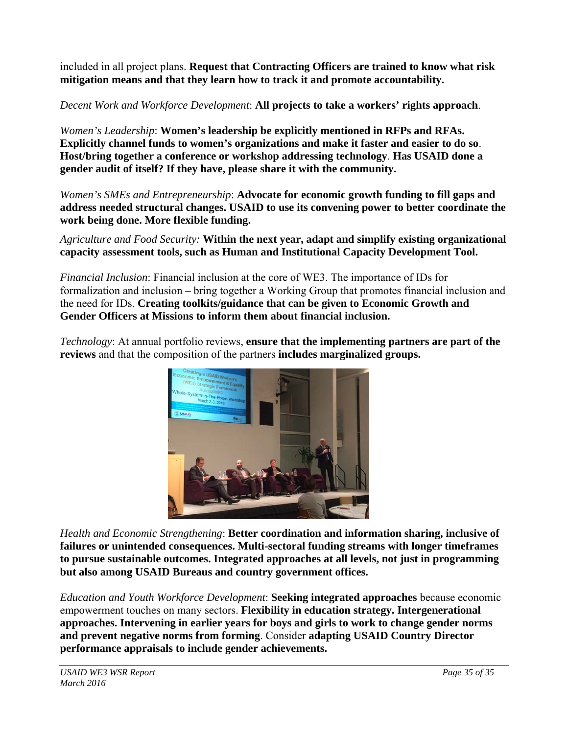included in all project plans. **Request that Contracting Officers are trained to know what risk mitigation means and that they learn how to track it and promote accountability.**

*Decent Work and Workforce Development*: **All projects to take a workers' rights approach**.

*Women's Leadership*: **Women's leadership be explicitly mentioned in RFPs and RFAs. Explicitly channel funds to women's organizations and make it faster and easier to do so**. **Host/bring together a conference or workshop addressing technology**. **Has USAID done a gender audit of itself? If they have, please share it with the community.**

*Women's SMEs and Entrepreneurship*: **Advocate for economic growth funding to fill gaps and address needed structural changes. USAID to use its convening power to better coordinate the work being done. More flexible funding.**

*Agriculture and Food Security:* **Within the next year, adapt and simplify existing organizational capacity assessment tools, such as Human and Institutional Capacity Development Tool.**

*Financial Inclusion*: Financial inclusion at the core of WE3. The importance of IDs for formalization and inclusion – bring together a Working Group that promotes financial inclusion and the need for IDs. **Creating toolkits/guidance that can be given to Economic Growth and Gender Officers at Missions to inform them about financial inclusion.**

*Technology*: At annual portfolio reviews, **ensure that the implementing partners are part of the reviews** and that the composition of the partners **includes marginalized groups.**

*Health and Economic Strengthening*: **Better coordination and information sharing, inclusive of failures or unintended consequences. Multi-sectoral funding streams with longer timeframes to pursue sustainable outcomes. Integrated approaches at all levels, not just in programming but also among USAID Bureaus and country government offices.**

*Education and Youth Workforce Development*: **Seeking integrated approaches** because economic empowerment touches on many sectors. **Flexibility in education strategy. Intergenerational approaches. Intervening in earlier years for boys and girls to work to change gender norms and prevent negative norms from forming**. Consider **adapting USAID Country Director performance appraisals to include gender achievements.**